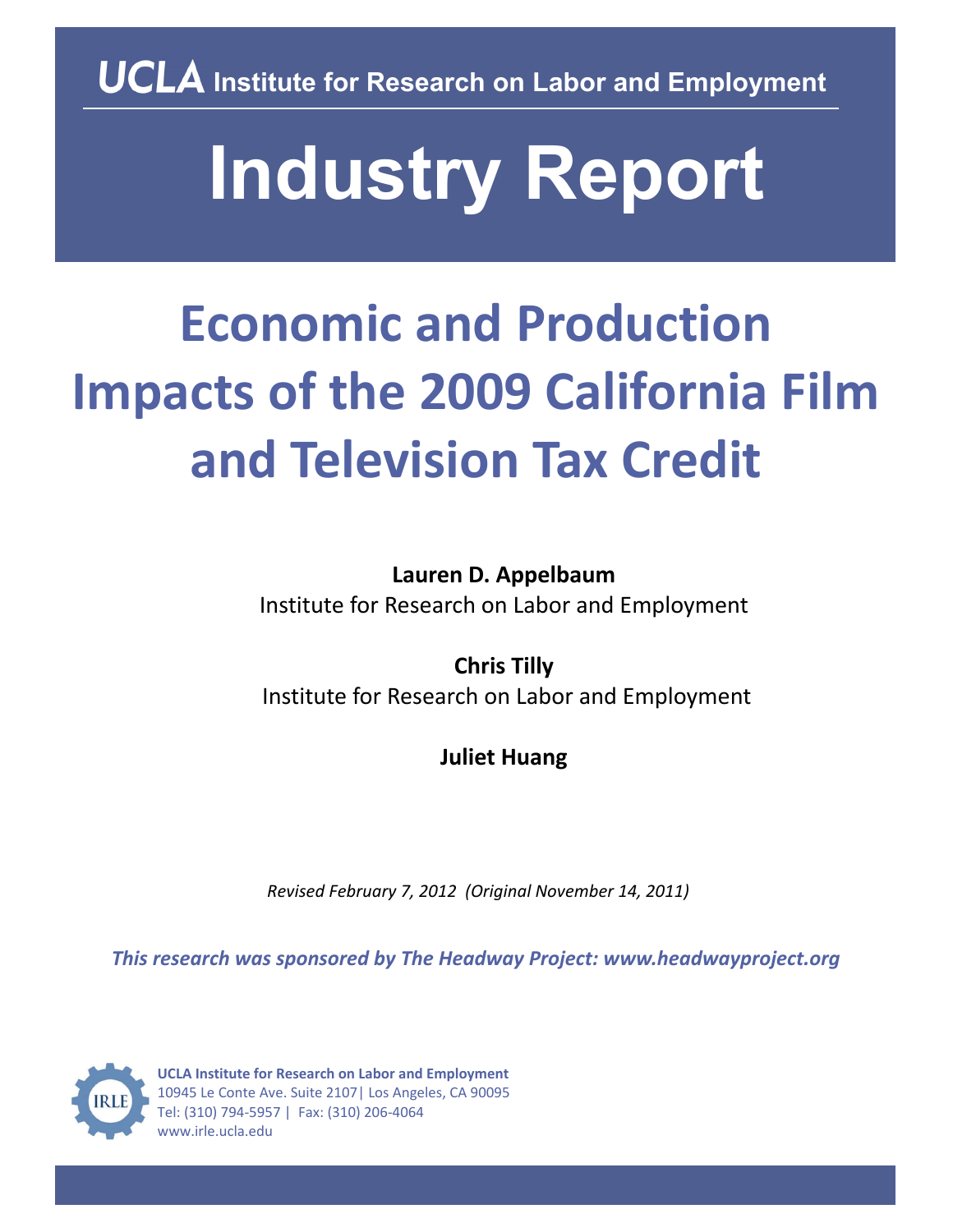**UCLA Institute for Research on Labor and Employment**

# Industry Report

# Economic and Production Impacts of the 2009 California Film and Television Tax Credit

**Lauren D. Appelbaum**
Institute for Research on Labor and Employment

**Chris Tilly**
Institute for Research on Labor and Employment

**Juliet Huang**

*Revised February 7, 2012 (Original November 14, 2011)*

***This research was sponsored by The Headway Project: www.headwayproject.org***

**UCLA Institute for Research on Labor and Employment**
10945 Le Conte Ave. Suite 2107| Los Angeles, CA 90095
Tel: (310) 794-5957 | Fax: (310) 206-4064
www.irle.ucla.edu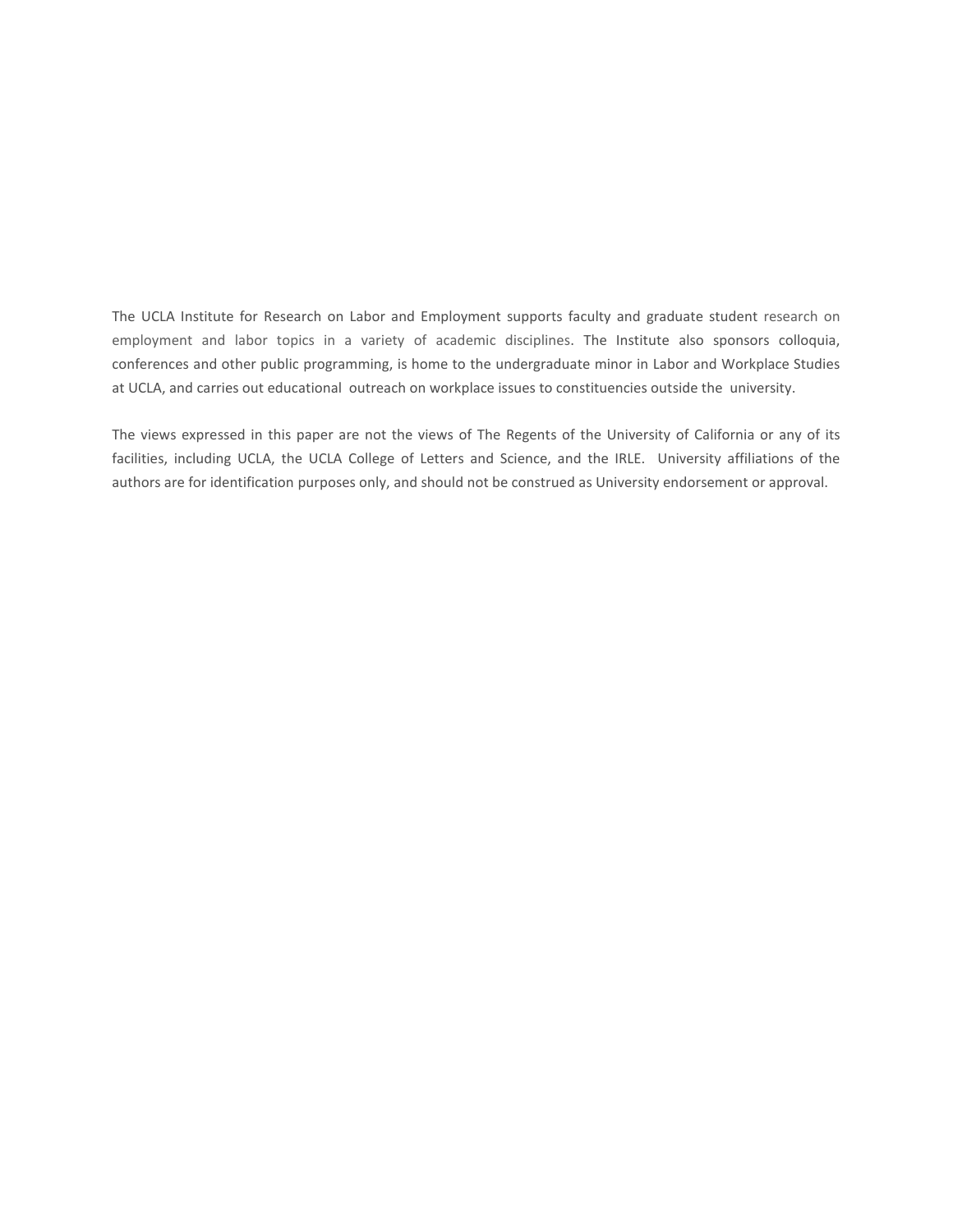The UCLA Institute for Research on Labor and Employment supports faculty and graduate student research on employment and labor topics in a variety of academic disciplines. The Institute also sponsors colloquia, conferences and other public programming, is home to the undergraduate minor in Labor and Workplace Studies at UCLA, and carries out educational outreach on workplace issues to constituencies outside the university.

The views expressed in this paper are not the views of The Regents of the University of California or any of its facilities, including UCLA, the UCLA College of Letters and Science, and the IRLE. University affiliations of the authors are for identification purposes only, and should not be construed as University endorsement or approval.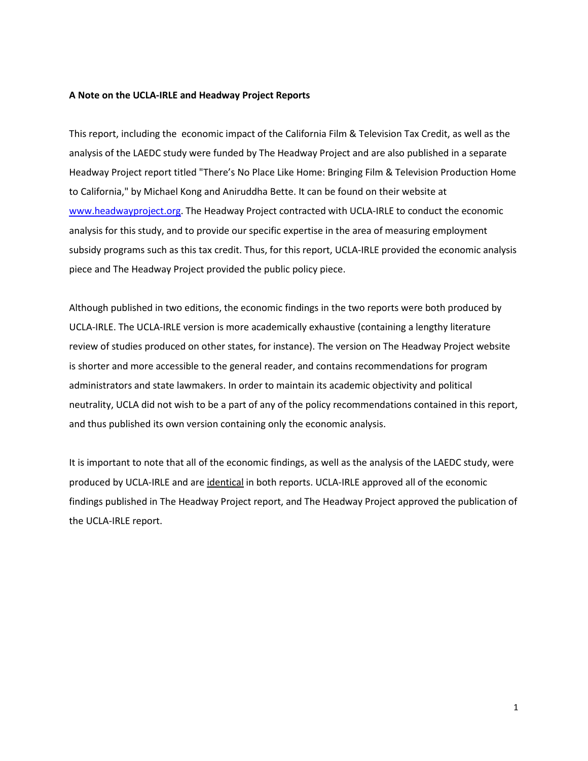**A Note on the UCLA-IRLE and Headway Project Reports**

This report, including the economic impact of the California Film & Television Tax Credit, as well as the analysis of the LAEDC study were funded by The Headway Project and are also published in a separate Headway Project report titled "There's No Place Like Home: Bringing Film & Television Production Home to California," by Michael Kong and Aniruddha Bette. It can be found on their website at [www.headwayproject.org](http://www.headwayproject.org). The Headway Project contracted with UCLA-IRLE to conduct the economic analysis for this study, and to provide our specific expertise in the area of measuring employment subsidy programs such as this tax credit. Thus, for this report, UCLA-IRLE provided the economic analysis piece and The Headway Project provided the public policy piece.

Although published in two editions, the economic findings in the two reports were both produced by UCLA-IRLE. The UCLA-IRLE version is more academically exhaustive (containing a lengthy literature review of studies produced on other states, for instance). The version on The Headway Project website is shorter and more accessible to the general reader, and contains recommendations for program administrators and state lawmakers. In order to maintain its academic objectivity and political neutrality, UCLA did not wish to be a part of any of the policy recommendations contained in this report, and thus published its own version containing only the economic analysis.

It is important to note that all of the economic findings, as well as the analysis of the LAEDC study, were produced by UCLA-IRLE and are <u>identical</u> in both reports. UCLA-IRLE approved all of the economic findings published in The Headway Project report, and The Headway Project approved the publication of the UCLA-IRLE report.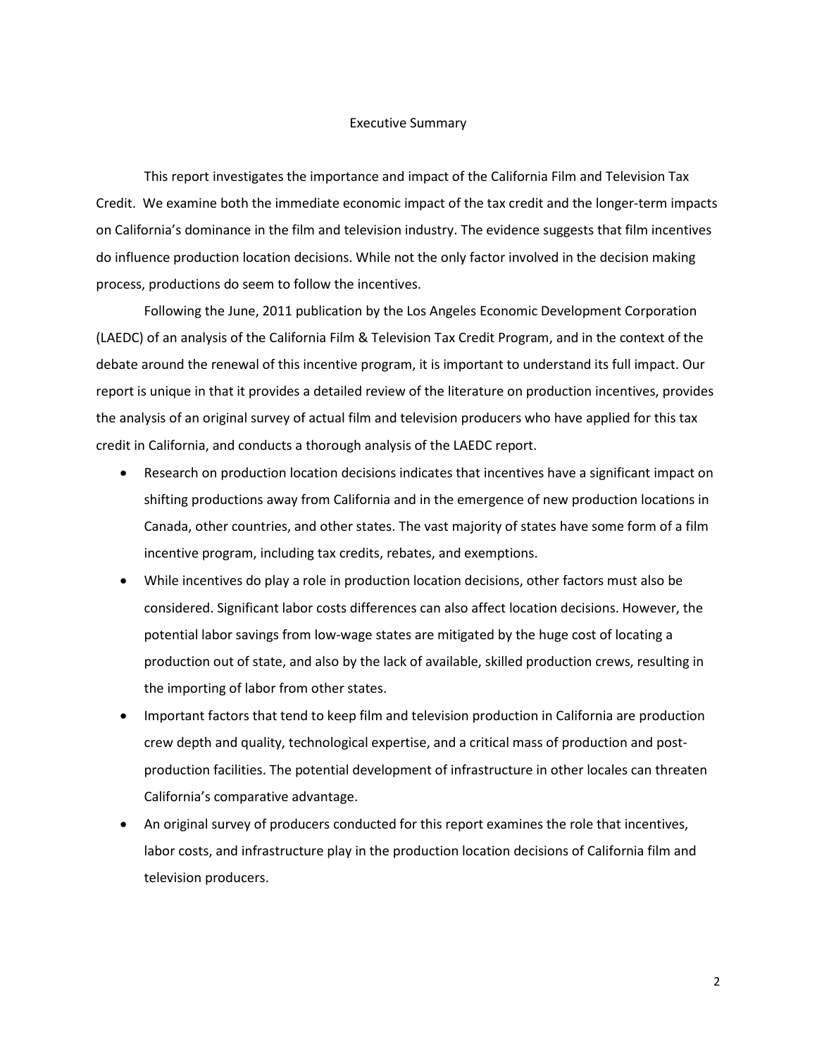## Executive Summary

This report investigates the importance and impact of the California Film and Television Tax Credit. We examine both the immediate economic impact of the tax credit and the longer-term impacts on California's dominance in the film and television industry. The evidence suggests that film incentives do influence production location decisions. While not the only factor involved in the decision making process, productions do seem to follow the incentives.

Following the June, 2011 publication by the Los Angeles Economic Development Corporation (LAEDC) of an analysis of the California Film & Television Tax Credit Program, and in the context of the debate around the renewal of this incentive program, it is important to understand its full impact. Our report is unique in that it provides a detailed review of the literature on production incentives, provides the analysis of an original survey of actual film and television producers who have applied for this tax credit in California, and conducts a thorough analysis of the LAEDC report.

- Research on production location decisions indicates that incentives have a significant impact on shifting productions away from California and in the emergence of new production locations in Canada, other countries, and other states. The vast majority of states have some form of a film incentive program, including tax credits, rebates, and exemptions.
- While incentives do play a role in production location decisions, other factors must also be considered. Significant labor costs differences can also affect location decisions. However, the potential labor savings from low-wage states are mitigated by the huge cost of locating a production out of state, and also by the lack of available, skilled production crews, resulting in the importing of labor from other states.
- Important factors that tend to keep film and television production in California are production crew depth and quality, technological expertise, and a critical mass of production and post-production facilities. The potential development of infrastructure in other locales can threaten California's comparative advantage.
- An original survey of producers conducted for this report examines the role that incentives, labor costs, and infrastructure play in the production location decisions of California film and television producers.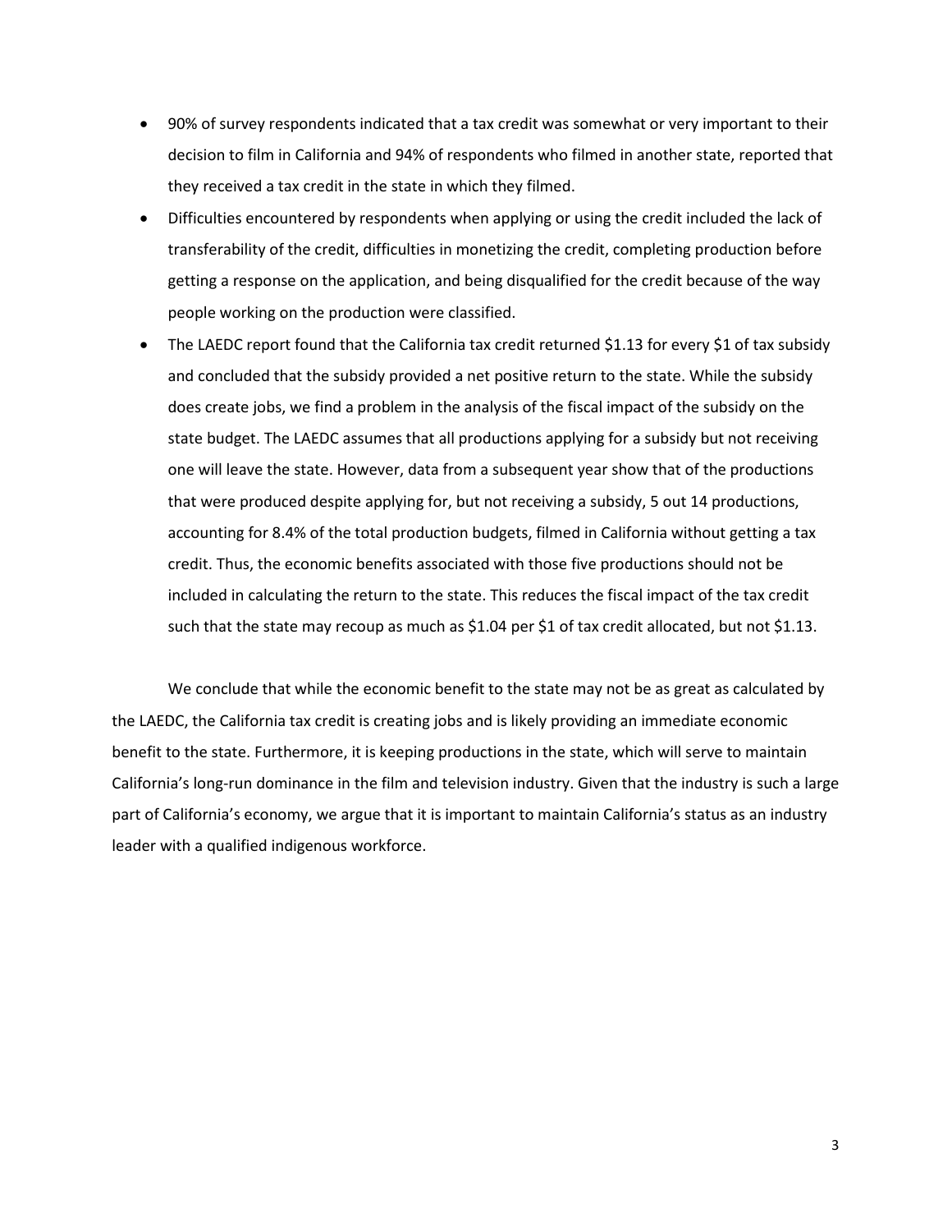- 90% of survey respondents indicated that a tax credit was somewhat or very important to their decision to film in California and 94% of respondents who filmed in another state, reported that they received a tax credit in the state in which they filmed.
- Difficulties encountered by respondents when applying or using the credit included the lack of transferability of the credit, difficulties in monetizing the credit, completing production before getting a response on the application, and being disqualified for the credit because of the way people working on the production were classified.
- The LAEDC report found that the California tax credit returned $1.13 for every $1 of tax subsidy and concluded that the subsidy provided a net positive return to the state. While the subsidy does create jobs, we find a problem in the analysis of the fiscal impact of the subsidy on the state budget. The LAEDC assumes that all productions applying for a subsidy but not receiving one will leave the state. However, data from a subsequent year show that of the productions that were produced despite applying for, but not receiving a subsidy, 5 out 14 productions, accounting for 8.4% of the total production budgets, filmed in California without getting a tax credit. Thus, the economic benefits associated with those five productions should not be included in calculating the return to the state. This reduces the fiscal impact of the tax credit such that the state may recoup as much as $1.04 per $1 of tax credit allocated, but not $1.13.

We conclude that while the economic benefit to the state may not be as great as calculated by the LAEDC, the California tax credit is creating jobs and is likely providing an immediate economic benefit to the state. Furthermore, it is keeping productions in the state, which will serve to maintain California's long-run dominance in the film and television industry. Given that the industry is such a large part of California's economy, we argue that it is important to maintain California's status as an industry leader with a qualified indigenous workforce.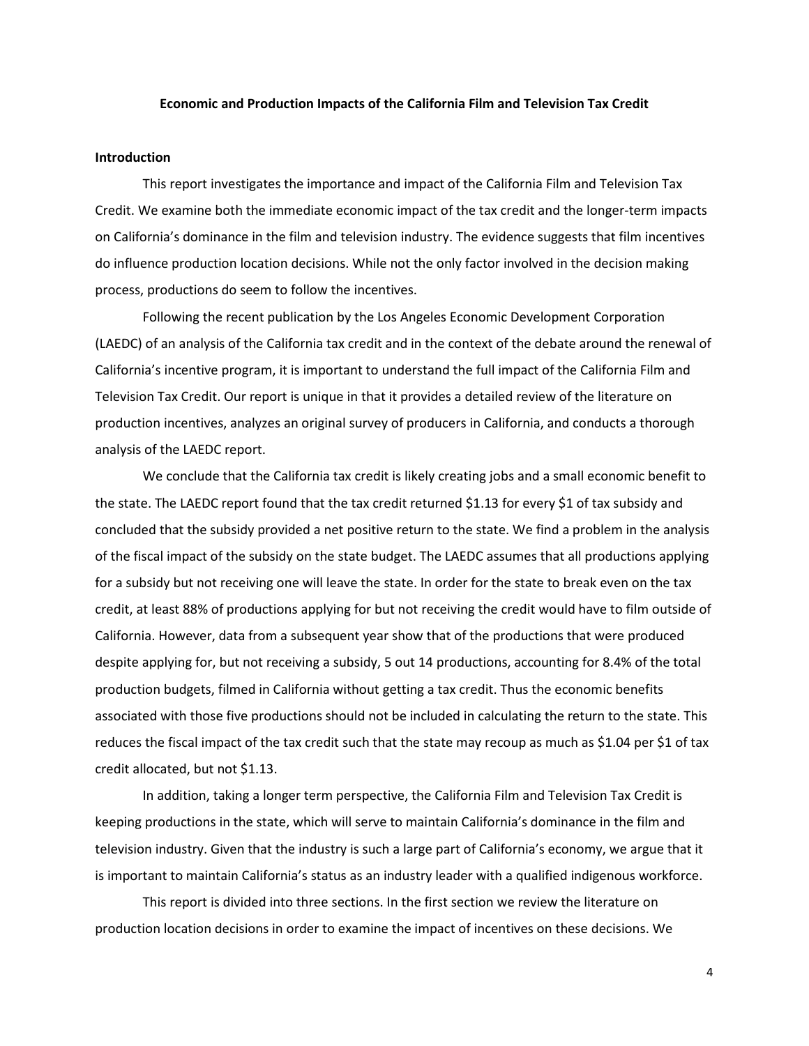**Economic and Production Impacts of the California Film and Television Tax Credit**

**Introduction**

This report investigates the importance and impact of the California Film and Television Tax Credit. We examine both the immediate economic impact of the tax credit and the longer-term impacts on California's dominance in the film and television industry. The evidence suggests that film incentives do influence production location decisions. While not the only factor involved in the decision making process, productions do seem to follow the incentives.

Following the recent publication by the Los Angeles Economic Development Corporation (LAEDC) of an analysis of the California tax credit and in the context of the debate around the renewal of California's incentive program, it is important to understand the full impact of the California Film and Television Tax Credit. Our report is unique in that it provides a detailed review of the literature on production incentives, analyzes an original survey of producers in California, and conducts a thorough analysis of the LAEDC report.

We conclude that the California tax credit is likely creating jobs and a small economic benefit to the state. The LAEDC report found that the tax credit returned $1.13 for every $1 of tax subsidy and concluded that the subsidy provided a net positive return to the state. We find a problem in the analysis of the fiscal impact of the subsidy on the state budget. The LAEDC assumes that all productions applying for a subsidy but not receiving one will leave the state. In order for the state to break even on the tax credit, at least 88% of productions applying for but not receiving the credit would have to film outside of California. However, data from a subsequent year show that of the productions that were produced despite applying for, but not receiving a subsidy, 5 out 14 productions, accounting for 8.4% of the total production budgets, filmed in California without getting a tax credit. Thus the economic benefits associated with those five productions should not be included in calculating the return to the state. This reduces the fiscal impact of the tax credit such that the state may recoup as much as $1.04 per $1 of tax credit allocated, but not $1.13.

In addition, taking a longer term perspective, the California Film and Television Tax Credit is keeping productions in the state, which will serve to maintain California's dominance in the film and television industry. Given that the industry is such a large part of California's economy, we argue that it is important to maintain California's status as an industry leader with a qualified indigenous workforce.

This report is divided into three sections. In the first section we review the literature on production location decisions in order to examine the impact of incentives on these decisions. We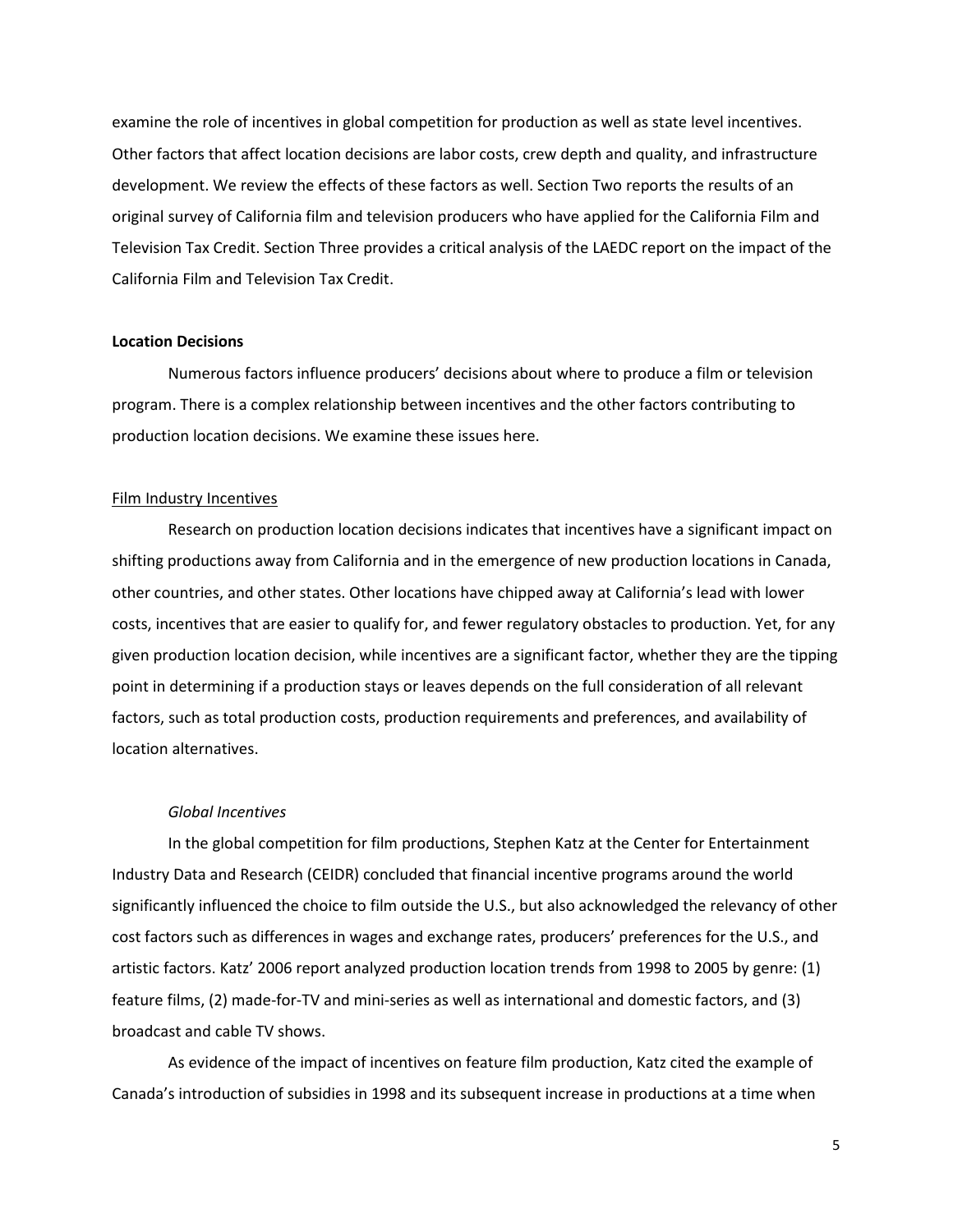examine the role of incentives in global competition for production as well as state level incentives. Other factors that affect location decisions are labor costs, crew depth and quality, and infrastructure development. We review the effects of these factors as well. Section Two reports the results of an original survey of California film and television producers who have applied for the California Film and Television Tax Credit. Section Three provides a critical analysis of the LAEDC report on the impact of the California Film and Television Tax Credit.

**Location Decisions**

Numerous factors influence producers' decisions about where to produce a film or television program. There is a complex relationship between incentives and the other factors contributing to production location decisions. We examine these issues here.

Film Industry Incentives

Research on production location decisions indicates that incentives have a significant impact on shifting productions away from California and in the emergence of new production locations in Canada, other countries, and other states. Other locations have chipped away at California's lead with lower costs, incentives that are easier to qualify for, and fewer regulatory obstacles to production. Yet, for any given production location decision, while incentives are a significant factor, whether they are the tipping point in determining if a production stays or leaves depends on the full consideration of all relevant factors, such as total production costs, production requirements and preferences, and availability of location alternatives.

*Global Incentives*

In the global competition for film productions, Stephen Katz at the Center for Entertainment Industry Data and Research (CEIDR) concluded that financial incentive programs around the world significantly influenced the choice to film outside the U.S., but also acknowledged the relevancy of other cost factors such as differences in wages and exchange rates, producers' preferences for the U.S., and artistic factors. Katz' 2006 report analyzed production location trends from 1998 to 2005 by genre: (1) feature films, (2) made-for-TV and mini-series as well as international and domestic factors, and (3) broadcast and cable TV shows.

As evidence of the impact of incentives on feature film production, Katz cited the example of Canada's introduction of subsidies in 1998 and its subsequent increase in productions at a time when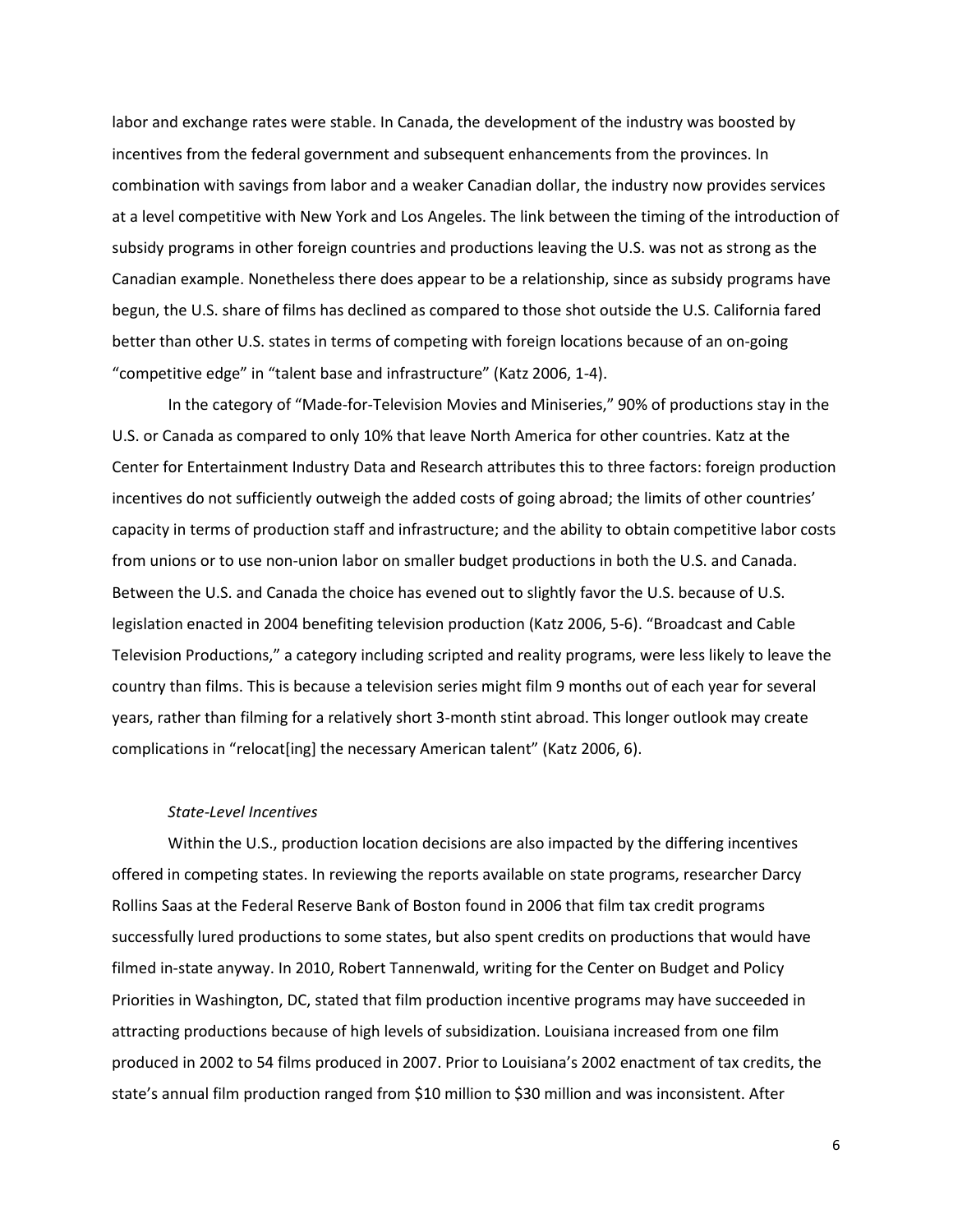labor and exchange rates were stable. In Canada, the development of the industry was boosted by incentives from the federal government and subsequent enhancements from the provinces. In combination with savings from labor and a weaker Canadian dollar, the industry now provides services at a level competitive with New York and Los Angeles. The link between the timing of the introduction of subsidy programs in other foreign countries and productions leaving the U.S. was not as strong as the Canadian example. Nonetheless there does appear to be a relationship, since as subsidy programs have begun, the U.S. share of films has declined as compared to those shot outside the U.S. California fared better than other U.S. states in terms of competing with foreign locations because of an on-going "competitive edge" in "talent base and infrastructure" (Katz 2006, 1-4).

In the category of "Made-for-Television Movies and Miniseries," 90% of productions stay in the U.S. or Canada as compared to only 10% that leave North America for other countries. Katz at the Center for Entertainment Industry Data and Research attributes this to three factors: foreign production incentives do not sufficiently outweigh the added costs of going abroad; the limits of other countries' capacity in terms of production staff and infrastructure; and the ability to obtain competitive labor costs from unions or to use non-union labor on smaller budget productions in both the U.S. and Canada. Between the U.S. and Canada the choice has evened out to slightly favor the U.S. because of U.S. legislation enacted in 2004 benefiting television production (Katz 2006, 5-6). "Broadcast and Cable Television Productions," a category including scripted and reality programs, were less likely to leave the country than films. This is because a television series might film 9 months out of each year for several years, rather than filming for a relatively short 3-month stint abroad. This longer outlook may create complications in "relocat[ing] the necessary American talent" (Katz 2006, 6).

*State-Level Incentives*

Within the U.S., production location decisions are also impacted by the differing incentives offered in competing states. In reviewing the reports available on state programs, researcher Darcy Rollins Saas at the Federal Reserve Bank of Boston found in 2006 that film tax credit programs successfully lured productions to some states, but also spent credits on productions that would have filmed in-state anyway. In 2010, Robert Tannenwald, writing for the Center on Budget and Policy Priorities in Washington, DC, stated that film production incentive programs may have succeeded in attracting productions because of high levels of subsidization. Louisiana increased from one film produced in 2002 to 54 films produced in 2007. Prior to Louisiana's 2002 enactment of tax credits, the state's annual film production ranged from $10 million to $30 million and was inconsistent. After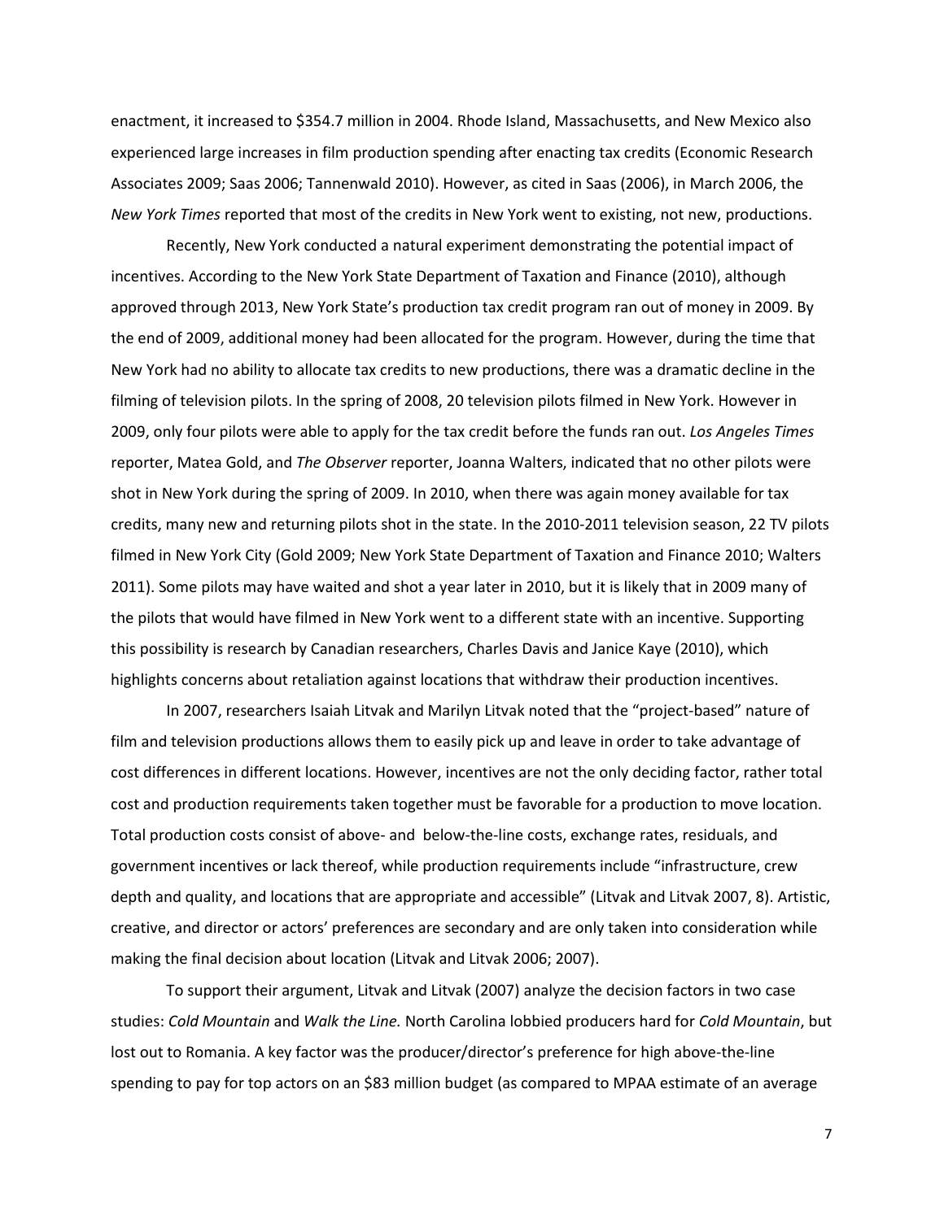enactment, it increased to $354.7 million in 2004. Rhode Island, Massachusetts, and New Mexico also experienced large increases in film production spending after enacting tax credits (Economic Research Associates 2009; Saas 2006; Tannenwald 2010). However, as cited in Saas (2006), in March 2006, the *New York Times* reported that most of the credits in New York went to existing, not new, productions.

Recently, New York conducted a natural experiment demonstrating the potential impact of incentives. According to the New York State Department of Taxation and Finance (2010), although approved through 2013, New York State's production tax credit program ran out of money in 2009. By the end of 2009, additional money had been allocated for the program. However, during the time that New York had no ability to allocate tax credits to new productions, there was a dramatic decline in the filming of television pilots. In the spring of 2008, 20 television pilots filmed in New York. However in 2009, only four pilots were able to apply for the tax credit before the funds ran out. *Los Angeles Times* reporter, Matea Gold, and *The Observer* reporter, Joanna Walters, indicated that no other pilots were shot in New York during the spring of 2009. In 2010, when there was again money available for tax credits, many new and returning pilots shot in the state. In the 2010-2011 television season, 22 TV pilots filmed in New York City (Gold 2009; New York State Department of Taxation and Finance 2010; Walters 2011). Some pilots may have waited and shot a year later in 2010, but it is likely that in 2009 many of the pilots that would have filmed in New York went to a different state with an incentive. Supporting this possibility is research by Canadian researchers, Charles Davis and Janice Kaye (2010), which highlights concerns about retaliation against locations that withdraw their production incentives.

In 2007, researchers Isaiah Litvak and Marilyn Litvak noted that the "project-based" nature of film and television productions allows them to easily pick up and leave in order to take advantage of cost differences in different locations. However, incentives are not the only deciding factor, rather total cost and production requirements taken together must be favorable for a production to move location. Total production costs consist of above- and below-the-line costs, exchange rates, residuals, and government incentives or lack thereof, while production requirements include "infrastructure, crew depth and quality, and locations that are appropriate and accessible" (Litvak and Litvak 2007, 8). Artistic, creative, and director or actors' preferences are secondary and are only taken into consideration while making the final decision about location (Litvak and Litvak 2006; 2007).

To support their argument, Litvak and Litvak (2007) analyze the decision factors in two case studies: *Cold Mountain* and *Walk the Line.* North Carolina lobbied producers hard for *Cold Mountain*, but lost out to Romania. A key factor was the producer/director's preference for high above-the-line spending to pay for top actors on an $83 million budget (as compared to MPAA estimate of an average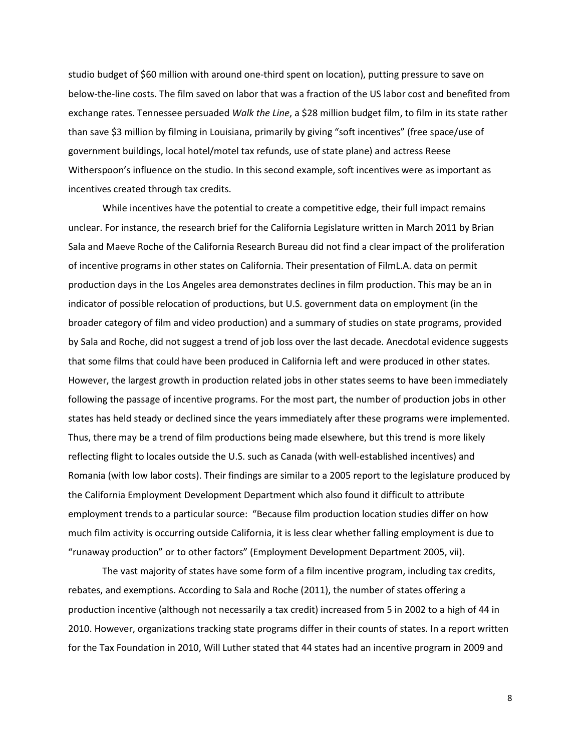studio budget of $60 million with around one-third spent on location), putting pressure to save on below-the-line costs. The film saved on labor that was a fraction of the US labor cost and benefited from exchange rates. Tennessee persuaded *Walk the Line*, a $28 million budget film, to film in its state rather than save $3 million by filming in Louisiana, primarily by giving "soft incentives" (free space/use of government buildings, local hotel/motel tax refunds, use of state plane) and actress Reese Witherspoon's influence on the studio. In this second example, soft incentives were as important as incentives created through tax credits.

While incentives have the potential to create a competitive edge, their full impact remains unclear. For instance, the research brief for the California Legislature written in March 2011 by Brian Sala and Maeve Roche of the California Research Bureau did not find a clear impact of the proliferation of incentive programs in other states on California. Their presentation of FilmL.A. data on permit production days in the Los Angeles area demonstrates declines in film production. This may be an in indicator of possible relocation of productions, but U.S. government data on employment (in the broader category of film and video production) and a summary of studies on state programs, provided by Sala and Roche, did not suggest a trend of job loss over the last decade. Anecdotal evidence suggests that some films that could have been produced in California left and were produced in other states. However, the largest growth in production related jobs in other states seems to have been immediately following the passage of incentive programs. For the most part, the number of production jobs in other states has held steady or declined since the years immediately after these programs were implemented. Thus, there may be a trend of film productions being made elsewhere, but this trend is more likely reflecting flight to locales outside the U.S. such as Canada (with well-established incentives) and Romania (with low labor costs). Their findings are similar to a 2005 report to the legislature produced by the California Employment Development Department which also found it difficult to attribute employment trends to a particular source: "Because film production location studies differ on how much film activity is occurring outside California, it is less clear whether falling employment is due to "runaway production" or to other factors" (Employment Development Department 2005, vii).

The vast majority of states have some form of a film incentive program, including tax credits, rebates, and exemptions. According to Sala and Roche (2011), the number of states offering a production incentive (although not necessarily a tax credit) increased from 5 in 2002 to a high of 44 in 2010. However, organizations tracking state programs differ in their counts of states. In a report written for the Tax Foundation in 2010, Will Luther stated that 44 states had an incentive program in 2009 and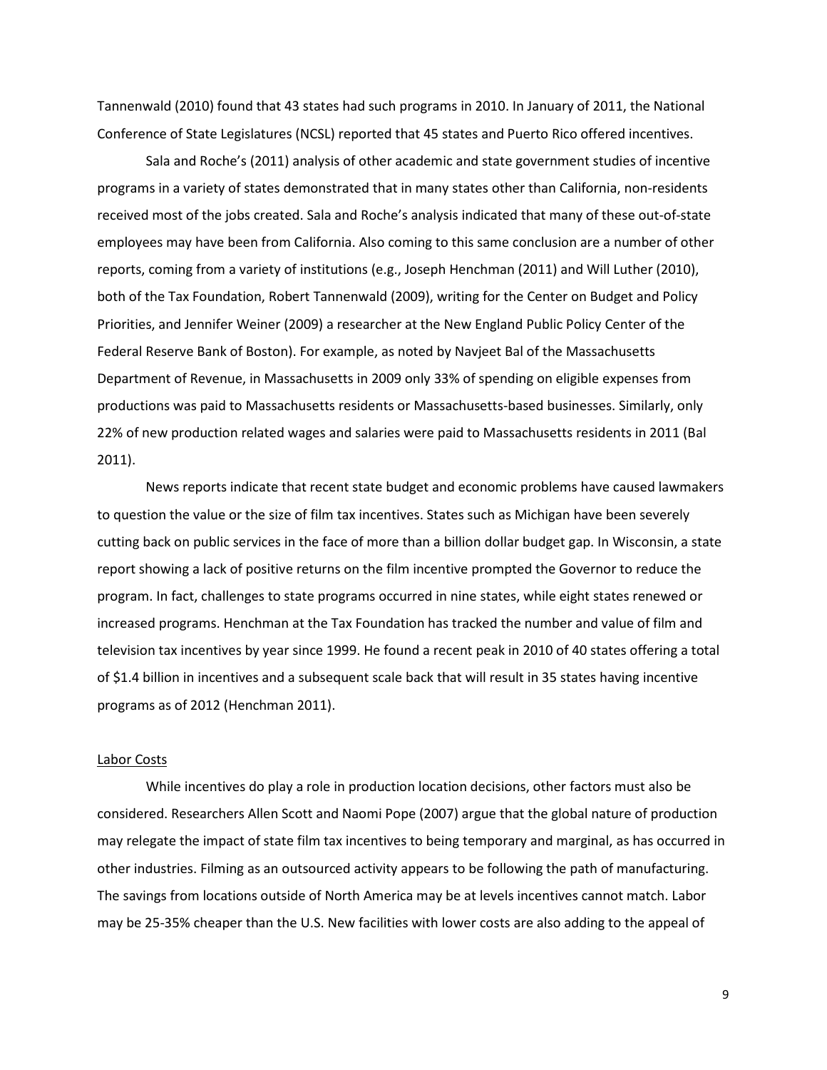Tannenwald (2010) found that 43 states had such programs in 2010. In January of 2011, the National Conference of State Legislatures (NCSL) reported that 45 states and Puerto Rico offered incentives.

Sala and Roche's (2011) analysis of other academic and state government studies of incentive programs in a variety of states demonstrated that in many states other than California, non-residents received most of the jobs created. Sala and Roche's analysis indicated that many of these out-of-state employees may have been from California. Also coming to this same conclusion are a number of other reports, coming from a variety of institutions (e.g., Joseph Henchman (2011) and Will Luther (2010), both of the Tax Foundation, Robert Tannenwald (2009), writing for the Center on Budget and Policy Priorities, and Jennifer Weiner (2009) a researcher at the New England Public Policy Center of the Federal Reserve Bank of Boston). For example, as noted by Navjeet Bal of the Massachusetts Department of Revenue, in Massachusetts in 2009 only 33% of spending on eligible expenses from productions was paid to Massachusetts residents or Massachusetts-based businesses. Similarly, only 22% of new production related wages and salaries were paid to Massachusetts residents in 2011 (Bal 2011).

News reports indicate that recent state budget and economic problems have caused lawmakers to question the value or the size of film tax incentives. States such as Michigan have been severely cutting back on public services in the face of more than a billion dollar budget gap. In Wisconsin, a state report showing a lack of positive returns on the film incentive prompted the Governor to reduce the program. In fact, challenges to state programs occurred in nine states, while eight states renewed or increased programs. Henchman at the Tax Foundation has tracked the number and value of film and television tax incentives by year since 1999. He found a recent peak in 2010 of 40 states offering a total of $1.4 billion in incentives and a subsequent scale back that will result in 35 states having incentive programs as of 2012 (Henchman 2011).

## Labor Costs

While incentives do play a role in production location decisions, other factors must also be considered. Researchers Allen Scott and Naomi Pope (2007) argue that the global nature of production may relegate the impact of state film tax incentives to being temporary and marginal, as has occurred in other industries. Filming as an outsourced activity appears to be following the path of manufacturing. The savings from locations outside of North America may be at levels incentives cannot match. Labor may be 25-35% cheaper than the U.S. New facilities with lower costs are also adding to the appeal of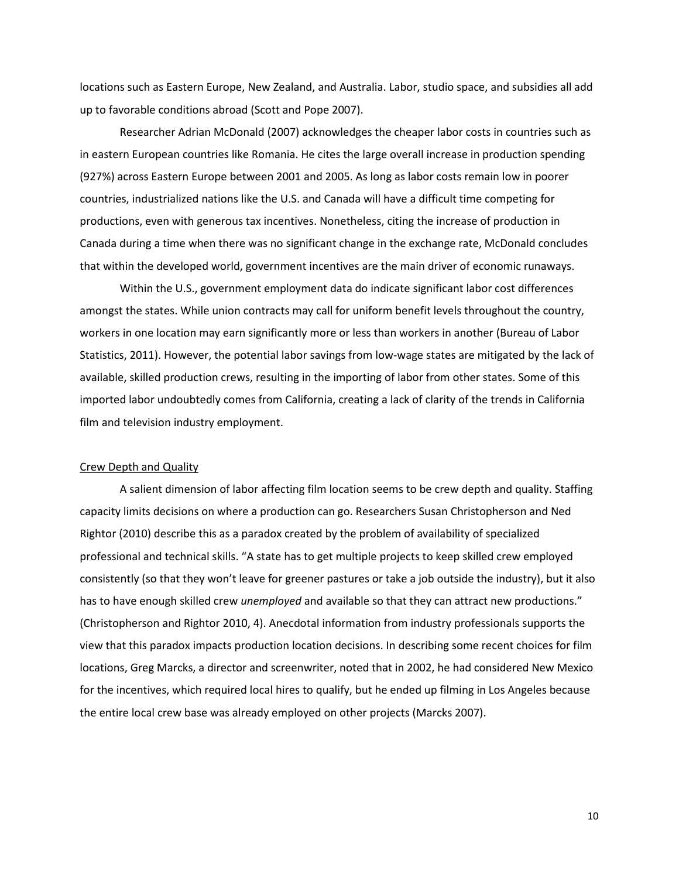locations such as Eastern Europe, New Zealand, and Australia. Labor, studio space, and subsidies all add up to favorable conditions abroad (Scott and Pope 2007).

Researcher Adrian McDonald (2007) acknowledges the cheaper labor costs in countries such as in eastern European countries like Romania. He cites the large overall increase in production spending (927%) across Eastern Europe between 2001 and 2005. As long as labor costs remain low in poorer countries, industrialized nations like the U.S. and Canada will have a difficult time competing for productions, even with generous tax incentives. Nonetheless, citing the increase of production in Canada during a time when there was no significant change in the exchange rate, McDonald concludes that within the developed world, government incentives are the main driver of economic runaways.

Within the U.S., government employment data do indicate significant labor cost differences amongst the states. While union contracts may call for uniform benefit levels throughout the country, workers in one location may earn significantly more or less than workers in another (Bureau of Labor Statistics, 2011). However, the potential labor savings from low-wage states are mitigated by the lack of available, skilled production crews, resulting in the importing of labor from other states. Some of this imported labor undoubtedly comes from California, creating a lack of clarity of the trends in California film and television industry employment.

## Crew Depth and Quality

A salient dimension of labor affecting film location seems to be crew depth and quality. Staffing capacity limits decisions on where a production can go. Researchers Susan Christopherson and Ned Rightor (2010) describe this as a paradox created by the problem of availability of specialized professional and technical skills. "A state has to get multiple projects to keep skilled crew employed consistently (so that they won't leave for greener pastures or take a job outside the industry), but it also has to have enough skilled crew *unemployed* and available so that they can attract new productions." (Christopherson and Rightor 2010, 4). Anecdotal information from industry professionals supports the view that this paradox impacts production location decisions. In describing some recent choices for film locations, Greg Marcks, a director and screenwriter, noted that in 2002, he had considered New Mexico for the incentives, which required local hires to qualify, but he ended up filming in Los Angeles because the entire local crew base was already employed on other projects (Marcks 2007).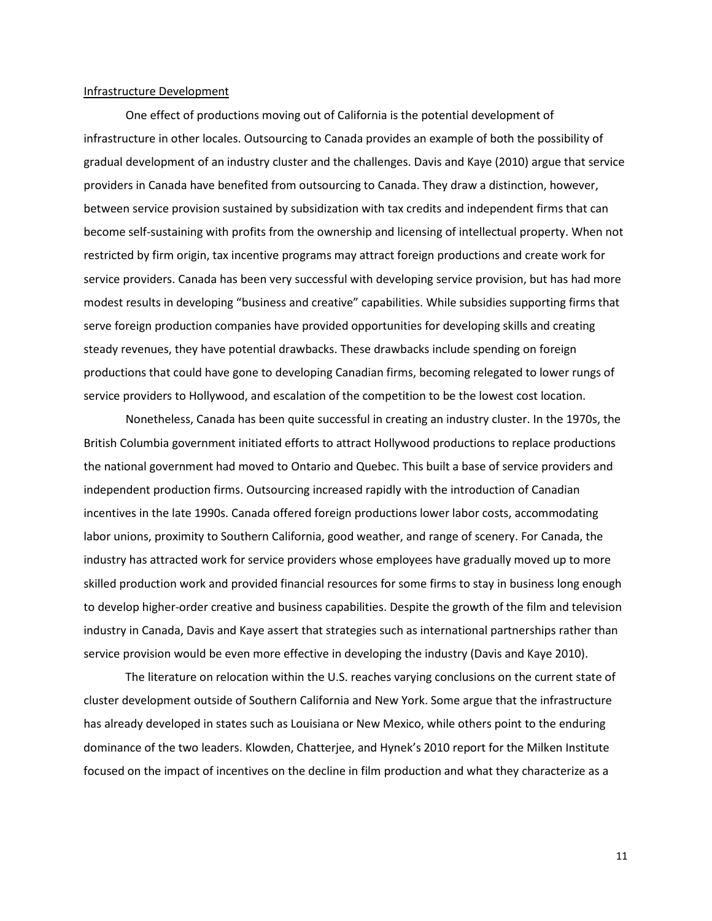Infrastructure Development

One effect of productions moving out of California is the potential development of infrastructure in other locales. Outsourcing to Canada provides an example of both the possibility of gradual development of an industry cluster and the challenges. Davis and Kaye (2010) argue that service providers in Canada have benefited from outsourcing to Canada. They draw a distinction, however, between service provision sustained by subsidization with tax credits and independent firms that can become self-sustaining with profits from the ownership and licensing of intellectual property. When not restricted by firm origin, tax incentive programs may attract foreign productions and create work for service providers. Canada has been very successful with developing service provision, but has had more modest results in developing "business and creative" capabilities. While subsidies supporting firms that serve foreign production companies have provided opportunities for developing skills and creating steady revenues, they have potential drawbacks. These drawbacks include spending on foreign productions that could have gone to developing Canadian firms, becoming relegated to lower rungs of service providers to Hollywood, and escalation of the competition to be the lowest cost location.

Nonetheless, Canada has been quite successful in creating an industry cluster. In the 1970s, the British Columbia government initiated efforts to attract Hollywood productions to replace productions the national government had moved to Ontario and Quebec. This built a base of service providers and independent production firms. Outsourcing increased rapidly with the introduction of Canadian incentives in the late 1990s. Canada offered foreign productions lower labor costs, accommodating labor unions, proximity to Southern California, good weather, and range of scenery. For Canada, the industry has attracted work for service providers whose employees have gradually moved up to more skilled production work and provided financial resources for some firms to stay in business long enough to develop higher-order creative and business capabilities. Despite the growth of the film and television industry in Canada, Davis and Kaye assert that strategies such as international partnerships rather than service provision would be even more effective in developing the industry (Davis and Kaye 2010).

The literature on relocation within the U.S. reaches varying conclusions on the current state of cluster development outside of Southern California and New York. Some argue that the infrastructure has already developed in states such as Louisiana or New Mexico, while others point to the enduring dominance of the two leaders. Klowden, Chatterjee, and Hynek's 2010 report for the Milken Institute focused on the impact of incentives on the decline in film production and what they characterize as a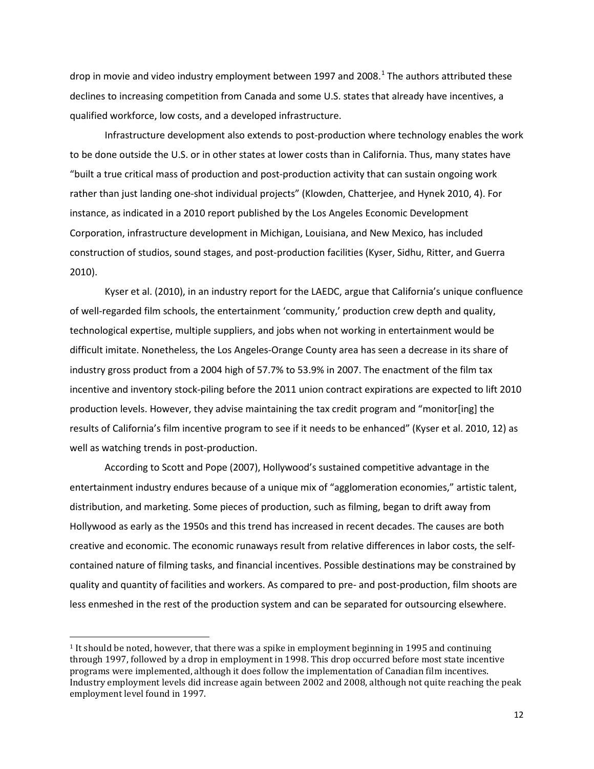drop in movie and video industry employment between 1997 and 2008.[1] The authors attributed these declines to increasing competition from Canada and some U.S. states that already have incentives, a qualified workforce, low costs, and a developed infrastructure.

Infrastructure development also extends to post-production where technology enables the work to be done outside the U.S. or in other states at lower costs than in California. Thus, many states have "built a true critical mass of production and post-production activity that can sustain ongoing work rather than just landing one-shot individual projects" (Klowden, Chatterjee, and Hynek 2010, 4). For instance, as indicated in a 2010 report published by the Los Angeles Economic Development Corporation, infrastructure development in Michigan, Louisiana, and New Mexico, has included construction of studios, sound stages, and post-production facilities (Kyser, Sidhu, Ritter, and Guerra 2010).

Kyser et al. (2010), in an industry report for the LAEDC, argue that California's unique confluence of well-regarded film schools, the entertainment 'community,' production crew depth and quality, technological expertise, multiple suppliers, and jobs when not working in entertainment would be difficult imitate. Nonetheless, the Los Angeles-Orange County area has seen a decrease in its share of industry gross product from a 2004 high of 57.7% to 53.9% in 2007. The enactment of the film tax incentive and inventory stock-piling before the 2011 union contract expirations are expected to lift 2010 production levels. However, they advise maintaining the tax credit program and "monitor[ing] the results of California's film incentive program to see if it needs to be enhanced" (Kyser et al. 2010, 12) as well as watching trends in post-production.

According to Scott and Pope (2007), Hollywood's sustained competitive advantage in the entertainment industry endures because of a unique mix of "agglomeration economies," artistic talent, distribution, and marketing. Some pieces of production, such as filming, began to drift away from Hollywood as early as the 1950s and this trend has increased in recent decades. The causes are both creative and economic. The economic runaways result from relative differences in labor costs, the self-contained nature of filming tasks, and financial incentives. Possible destinations may be constrained by quality and quantity of facilities and workers. As compared to pre- and post-production, film shoots are less enmeshed in the rest of the production system and can be separated for outsourcing elsewhere.

---

[1] It should be noted, however, that there was a spike in employment beginning in 1995 and continuing through 1997, followed by a drop in employment in 1998. This drop occurred before most state incentive programs were implemented, although it does follow the implementation of Canadian film incentives. Industry employment levels did increase again between 2002 and 2008, although not quite reaching the peak employment level found in 1997.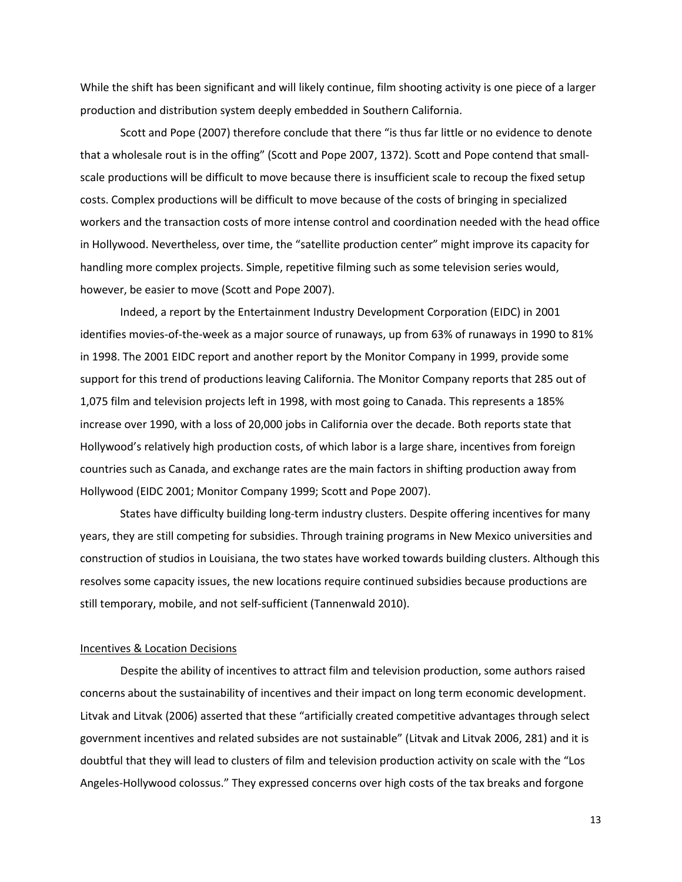While the shift has been significant and will likely continue, film shooting activity is one piece of a larger production and distribution system deeply embedded in Southern California.

Scott and Pope (2007) therefore conclude that there "is thus far little or no evidence to denote that a wholesale rout is in the offing" (Scott and Pope 2007, 1372). Scott and Pope contend that small-scale productions will be difficult to move because there is insufficient scale to recoup the fixed setup costs. Complex productions will be difficult to move because of the costs of bringing in specialized workers and the transaction costs of more intense control and coordination needed with the head office in Hollywood. Nevertheless, over time, the "satellite production center" might improve its capacity for handling more complex projects. Simple, repetitive filming such as some television series would, however, be easier to move (Scott and Pope 2007).

Indeed, a report by the Entertainment Industry Development Corporation (EIDC) in 2001 identifies movies-of-the-week as a major source of runaways, up from 63% of runaways in 1990 to 81% in 1998. The 2001 EIDC report and another report by the Monitor Company in 1999, provide some support for this trend of productions leaving California. The Monitor Company reports that 285 out of 1,075 film and television projects left in 1998, with most going to Canada. This represents a 185% increase over 1990, with a loss of 20,000 jobs in California over the decade. Both reports state that Hollywood's relatively high production costs, of which labor is a large share, incentives from foreign countries such as Canada, and exchange rates are the main factors in shifting production away from Hollywood (EIDC 2001; Monitor Company 1999; Scott and Pope 2007).

States have difficulty building long-term industry clusters. Despite offering incentives for many years, they are still competing for subsidies. Through training programs in New Mexico universities and construction of studios in Louisiana, the two states have worked towards building clusters. Although this resolves some capacity issues, the new locations require continued subsidies because productions are still temporary, mobile, and not self-sufficient (Tannenwald 2010).

## Incentives & Location Decisions

Despite the ability of incentives to attract film and television production, some authors raised concerns about the sustainability of incentives and their impact on long term economic development. Litvak and Litvak (2006) asserted that these "artificially created competitive advantages through select government incentives and related subsides are not sustainable" (Litvak and Litvak 2006, 281) and it is doubtful that they will lead to clusters of film and television production activity on scale with the "Los Angeles-Hollywood colossus." They expressed concerns over high costs of the tax breaks and forgone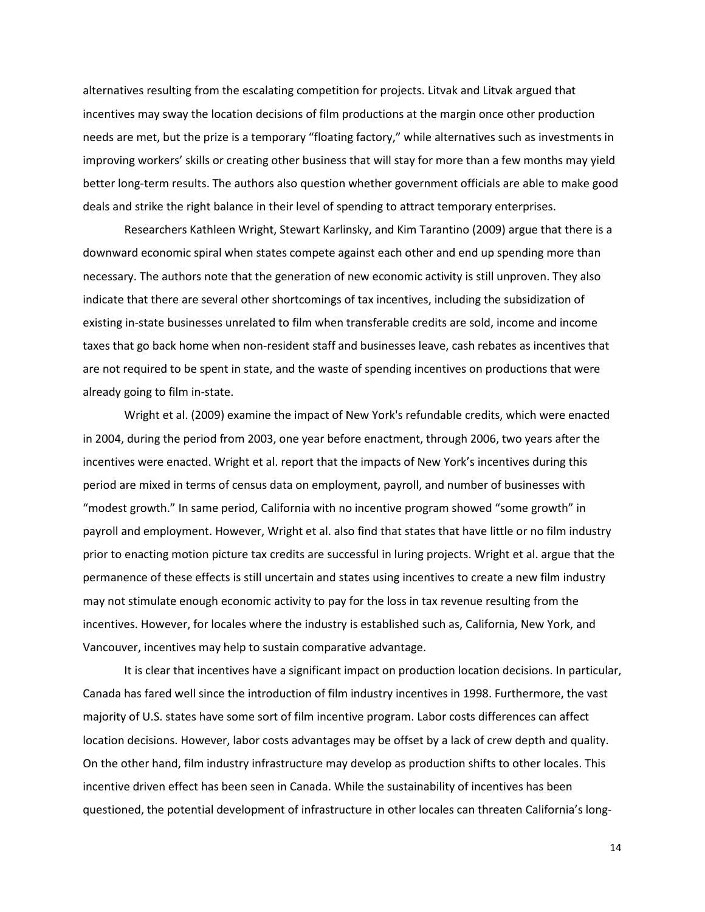alternatives resulting from the escalating competition for projects. Litvak and Litvak argued that incentives may sway the location decisions of film productions at the margin once other production needs are met, but the prize is a temporary "floating factory," while alternatives such as investments in improving workers' skills or creating other business that will stay for more than a few months may yield better long-term results. The authors also question whether government officials are able to make good deals and strike the right balance in their level of spending to attract temporary enterprises.

Researchers Kathleen Wright, Stewart Karlinsky, and Kim Tarantino (2009) argue that there is a downward economic spiral when states compete against each other and end up spending more than necessary. The authors note that the generation of new economic activity is still unproven. They also indicate that there are several other shortcomings of tax incentives, including the subsidization of existing in-state businesses unrelated to film when transferable credits are sold, income and income taxes that go back home when non-resident staff and businesses leave, cash rebates as incentives that are not required to be spent in state, and the waste of spending incentives on productions that were already going to film in-state.

Wright et al. (2009) examine the impact of New York's refundable credits, which were enacted in 2004, during the period from 2003, one year before enactment, through 2006, two years after the incentives were enacted. Wright et al. report that the impacts of New York's incentives during this period are mixed in terms of census data on employment, payroll, and number of businesses with "modest growth." In same period, California with no incentive program showed "some growth" in payroll and employment. However, Wright et al. also find that states that have little or no film industry prior to enacting motion picture tax credits are successful in luring projects. Wright et al. argue that the permanence of these effects is still uncertain and states using incentives to create a new film industry may not stimulate enough economic activity to pay for the loss in tax revenue resulting from the incentives. However, for locales where the industry is established such as, California, New York, and Vancouver, incentives may help to sustain comparative advantage.

It is clear that incentives have a significant impact on production location decisions. In particular, Canada has fared well since the introduction of film industry incentives in 1998. Furthermore, the vast majority of U.S. states have some sort of film incentive program. Labor costs differences can affect location decisions. However, labor costs advantages may be offset by a lack of crew depth and quality. On the other hand, film industry infrastructure may develop as production shifts to other locales. This incentive driven effect has been seen in Canada. While the sustainability of incentives has been questioned, the potential development of infrastructure in other locales can threaten California's long-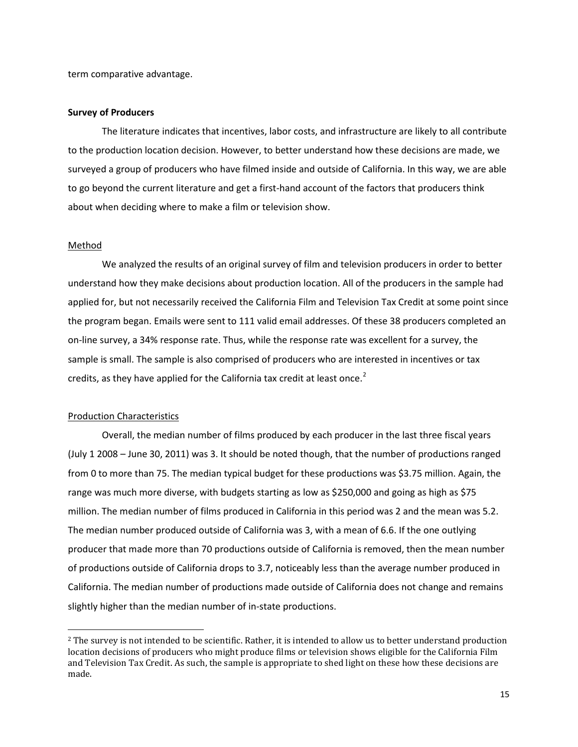term comparative advantage.

**Survey of Producers**

The literature indicates that incentives, labor costs, and infrastructure are likely to all contribute to the production location decision. However, to better understand how these decisions are made, we surveyed a group of producers who have filmed inside and outside of California. In this way, we are able to go beyond the current literature and get a first-hand account of the factors that producers think about when deciding where to make a film or television show.

<u>Method</u>

We analyzed the results of an original survey of film and television producers in order to better understand how they make decisions about production location. All of the producers in the sample had applied for, but not necessarily received the California Film and Television Tax Credit at some point since the program began. Emails were sent to 111 valid email addresses. Of these 38 producers completed an on-line survey, a 34% response rate. Thus, while the response rate was excellent for a survey, the sample is small. The sample is also comprised of producers who are interested in incentives or tax credits, as they have applied for the California tax credit at least once.[2]

<u>Production Characteristics</u>

Overall, the median number of films produced by each producer in the last three fiscal years (July 1 2008 – June 30, 2011) was 3. It should be noted though, that the number of productions ranged from 0 to more than 75. The median typical budget for these productions was $3.75 million. Again, the range was much more diverse, with budgets starting as low as $250,000 and going as high as $75 million. The median number of films produced in California in this period was 2 and the mean was 5.2. The median number produced outside of California was 3, with a mean of 6.6. If the one outlying producer that made more than 70 productions outside of California is removed, then the mean number of productions outside of California drops to 3.7, noticeably less than the average number produced in California. The median number of productions made outside of California does not change and remains slightly higher than the median number of in-state productions.

---

[2] The survey is not intended to be scientific. Rather, it is intended to allow us to better understand production location decisions of producers who might produce films or television shows eligible for the California Film and Television Tax Credit. As such, the sample is appropriate to shed light on these how these decisions are made.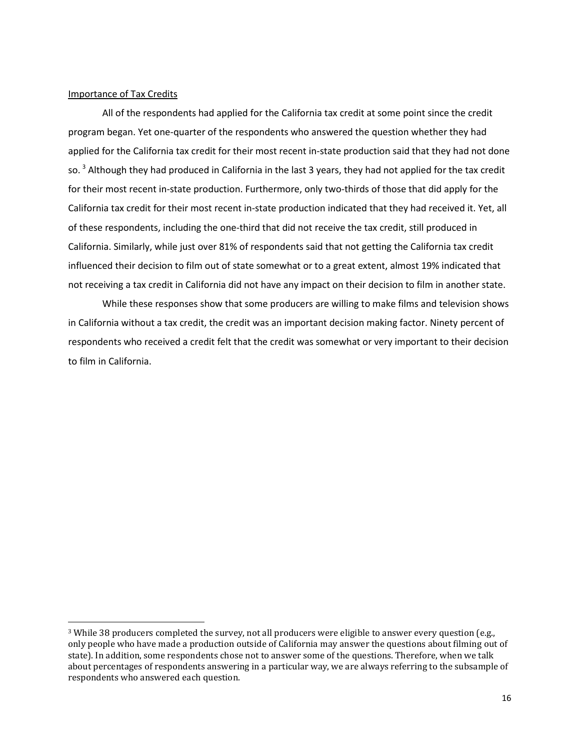Importance of Tax Credits

All of the respondents had applied for the California tax credit at some point since the credit program began. Yet one-quarter of the respondents who answered the question whether they had applied for the California tax credit for their most recent in-state production said that they had not done so. [3] Although they had produced in California in the last 3 years, they had not applied for the tax credit for their most recent in-state production. Furthermore, only two-thirds of those that did apply for the California tax credit for their most recent in-state production indicated that they had received it. Yet, all of these respondents, including the one-third that did not receive the tax credit, still produced in California. Similarly, while just over 81% of respondents said that not getting the California tax credit influenced their decision to film out of state somewhat or to a great extent, almost 19% indicated that not receiving a tax credit in California did not have any impact on their decision to film in another state.

While these responses show that some producers are willing to make films and television shows in California without a tax credit, the credit was an important decision making factor. Ninety percent of respondents who received a credit felt that the credit was somewhat or very important to their decision to film in California.

---

[3] While 38 producers completed the survey, not all producers were eligible to answer every question (e.g., only people who have made a production outside of California may answer the questions about filming out of state). In addition, some respondents chose not to answer some of the questions. Therefore, when we talk about percentages of respondents answering in a particular way, we are always referring to the subsample of respondents who answered each question.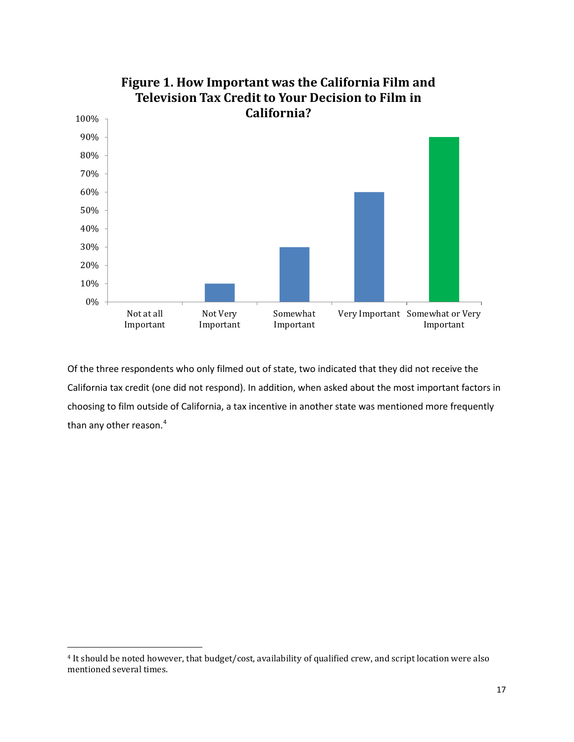**Figure 1. How Important was the California Film and Television Tax Credit to Your Decision to Film in California?**

| Response | Percent |
|---|---|
| Not at all Important | 0% |
| Not Very Important | 10% |
| Somewhat Important | 30% |
| Very Important | 60% |
| Somewhat or Very Important | 90% |

Of the three respondents who only filmed out of state, two indicated that they did not receive the California tax credit (one did not respond). In addition, when asked about the most important factors in choosing to film outside of California, a tax incentive in another state was mentioned more frequently than any other reason.[4]

[4] It should be noted however, that budget/cost, availability of qualified crew, and script location were also mentioned several times.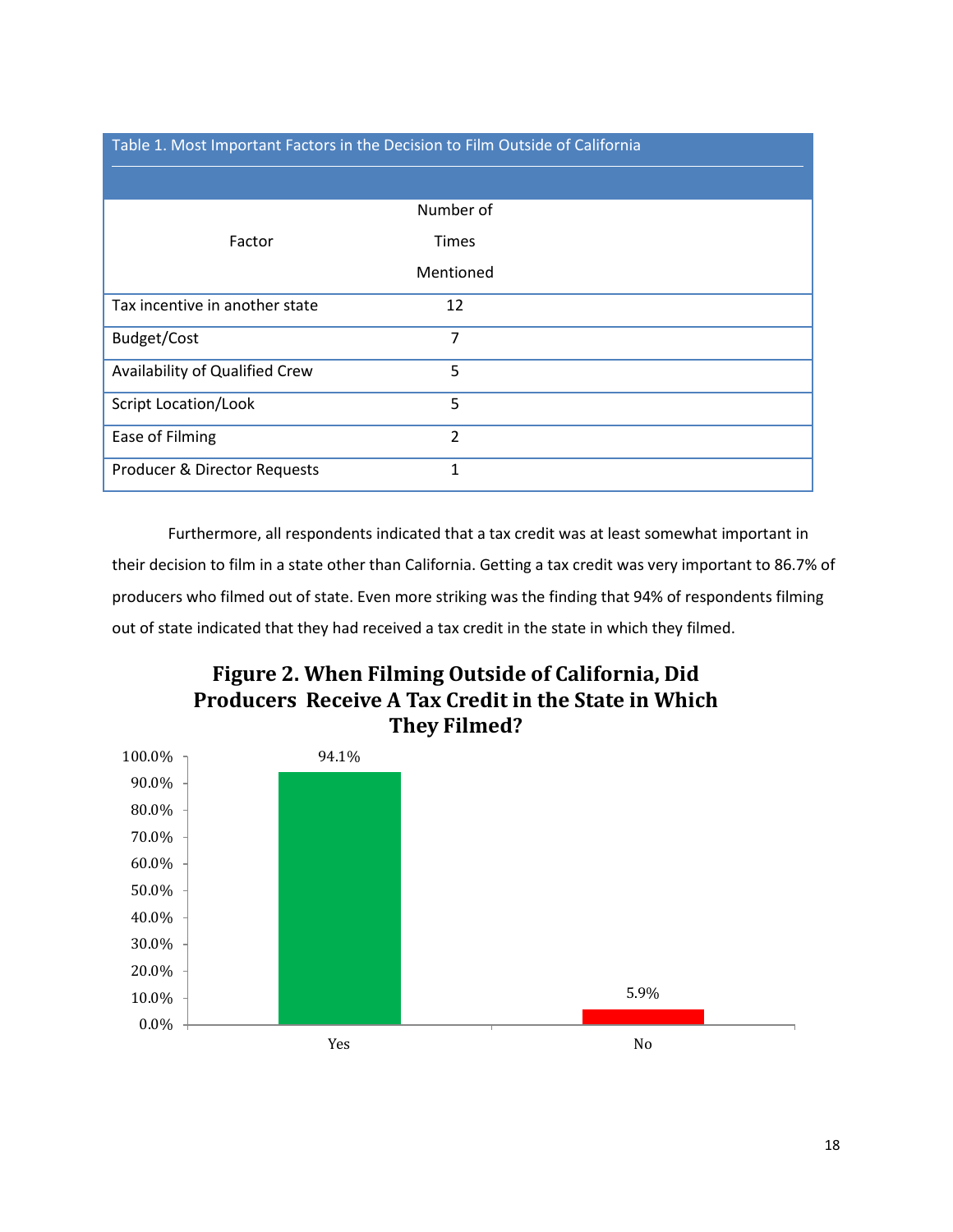Table 1. Most Important Factors in the Decision to Film Outside of California

| Factor | Number of Times Mentioned |
| --- | --- |
| Tax incentive in another state | 12 |
| Budget/Cost | 7 |
| Availability of Qualified Crew | 5 |
| Script Location/Look | 5 |
| Ease of Filming | 2 |
| Producer & Director Requests | 1 |

Furthermore, all respondents indicated that a tax credit was at least somewhat important in their decision to film in a state other than California. Getting a tax credit was very important to 86.7% of producers who filmed out of state. Even more striking was the finding that 94% of respondents filming out of state indicated that they had received a tax credit in the state in which they filmed.

**Figure 2. When Filming Outside of California, Did Producers Receive A Tax Credit in the State in Which They Filmed?**

| Response | Percent |
| --- | --- |
| Yes | 94.1% |
| No | 5.9% |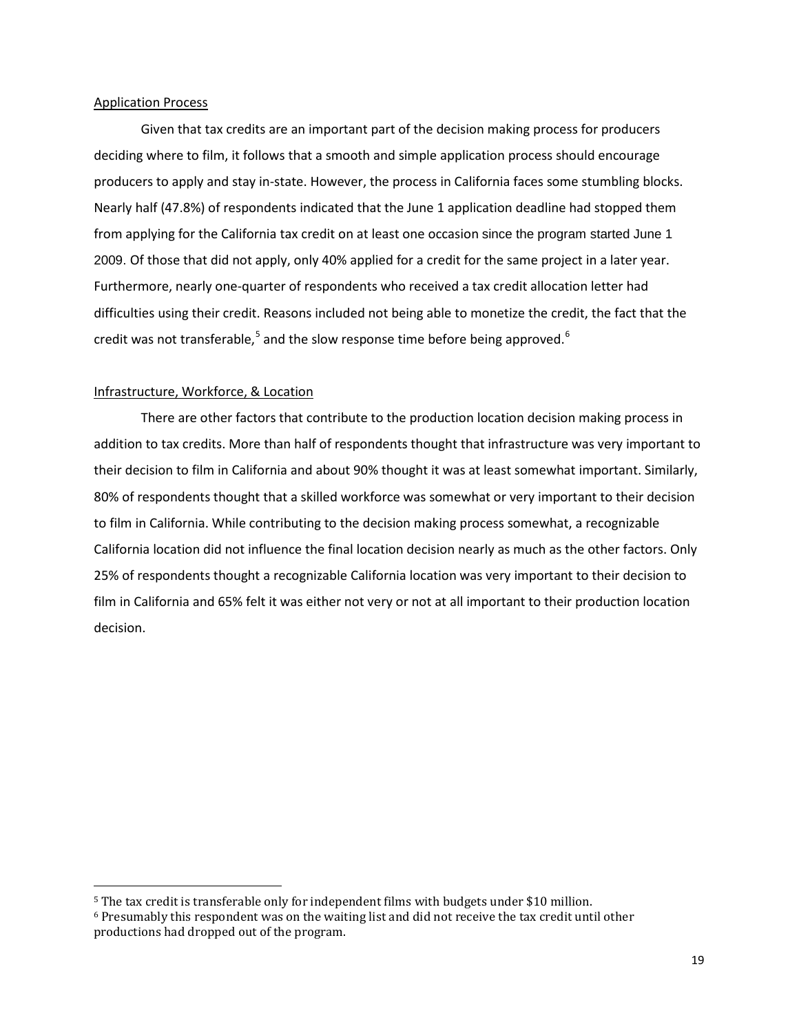## Application Process

Given that tax credits are an important part of the decision making process for producers deciding where to film, it follows that a smooth and simple application process should encourage producers to apply and stay in-state. However, the process in California faces some stumbling blocks. Nearly half (47.8%) of respondents indicated that the June 1 application deadline had stopped them from applying for the California tax credit on at least one occasion since the program started June 1 2009. Of those that did not apply, only 40% applied for a credit for the same project in a later year. Furthermore, nearly one-quarter of respondents who received a tax credit allocation letter had difficulties using their credit. Reasons included not being able to monetize the credit, the fact that the credit was not transferable,[5] and the slow response time before being approved.[6]

## Infrastructure, Workforce, & Location

There are other factors that contribute to the production location decision making process in addition to tax credits. More than half of respondents thought that infrastructure was very important to their decision to film in California and about 90% thought it was at least somewhat important. Similarly, 80% of respondents thought that a skilled workforce was somewhat or very important to their decision to film in California. While contributing to the decision making process somewhat, a recognizable California location did not influence the final location decision nearly as much as the other factors. Only 25% of respondents thought a recognizable California location was very important to their decision to film in California and 65% felt it was either not very or not at all important to their production location decision.

---

[5] The tax credit is transferable only for independent films with budgets under $10 million.

[6] Presumably this respondent was on the waiting list and did not receive the tax credit until other productions had dropped out of the program.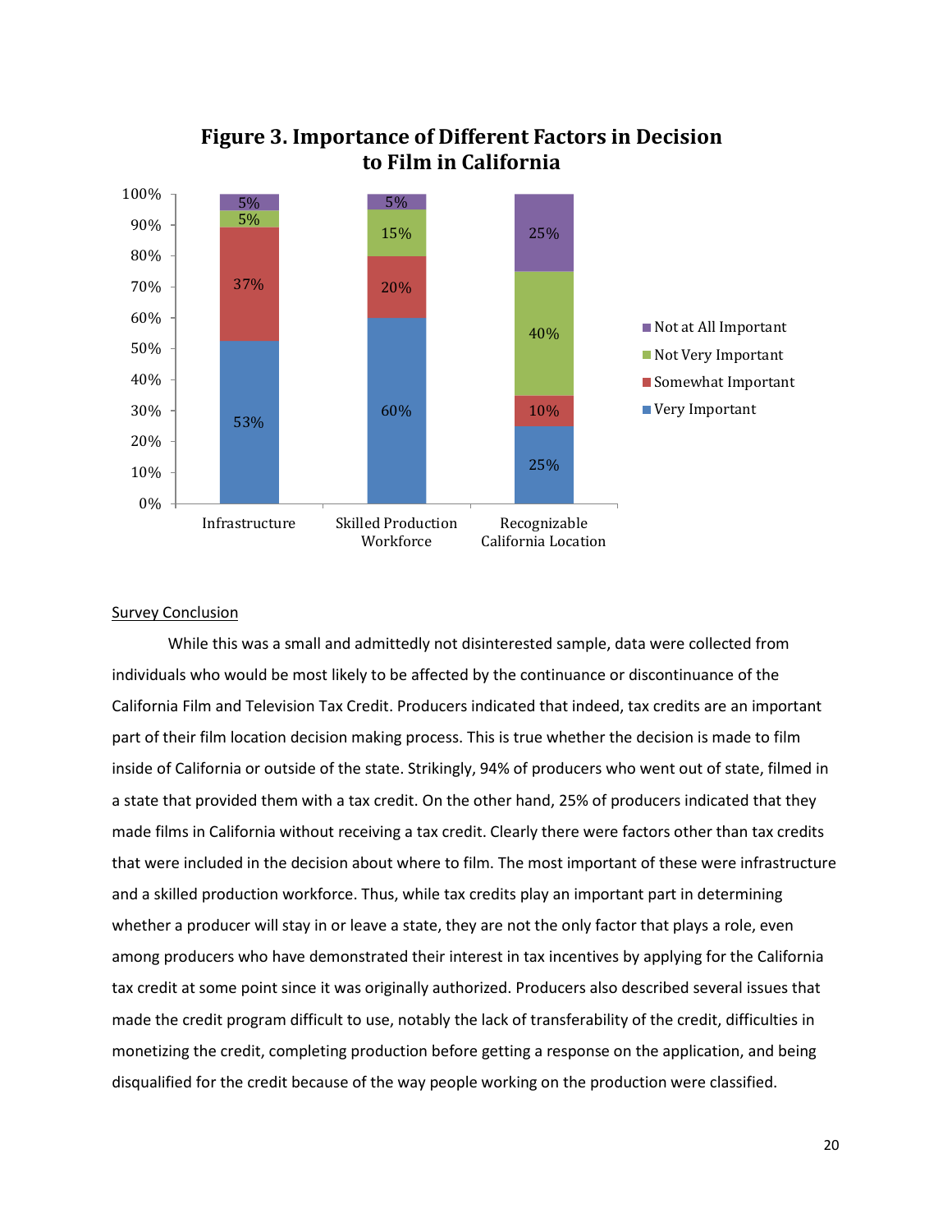**Figure 3. Importance of Different Factors in Decision to Film in California**

| | Infrastructure | Skilled Production Workforce | Recognizable California Location |
|---|---|---|---|
| Very Important | 53% | 60% | 25% |
| Somewhat Important | 37% | 20% | 10% |
| Not Very Important | 5% | 15% | 40% |
| Not at All Important | 5% | 5% | 25% |

Survey Conclusion

While this was a small and admittedly not disinterested sample, data were collected from individuals who would be most likely to be affected by the continuance or discontinuance of the California Film and Television Tax Credit. Producers indicated that indeed, tax credits are an important part of their film location decision making process. This is true whether the decision is made to film inside of California or outside of the state. Strikingly, 94% of producers who went out of state, filmed in a state that provided them with a tax credit. On the other hand, 25% of producers indicated that they made films in California without receiving a tax credit. Clearly there were factors other than tax credits that were included in the decision about where to film. The most important of these were infrastructure and a skilled production workforce. Thus, while tax credits play an important part in determining whether a producer will stay in or leave a state, they are not the only factor that plays a role, even among producers who have demonstrated their interest in tax incentives by applying for the California tax credit at some point since it was originally authorized. Producers also described several issues that made the credit program difficult to use, notably the lack of transferability of the credit, difficulties in monetizing the credit, completing production before getting a response on the application, and being disqualified for the credit because of the way people working on the production were classified.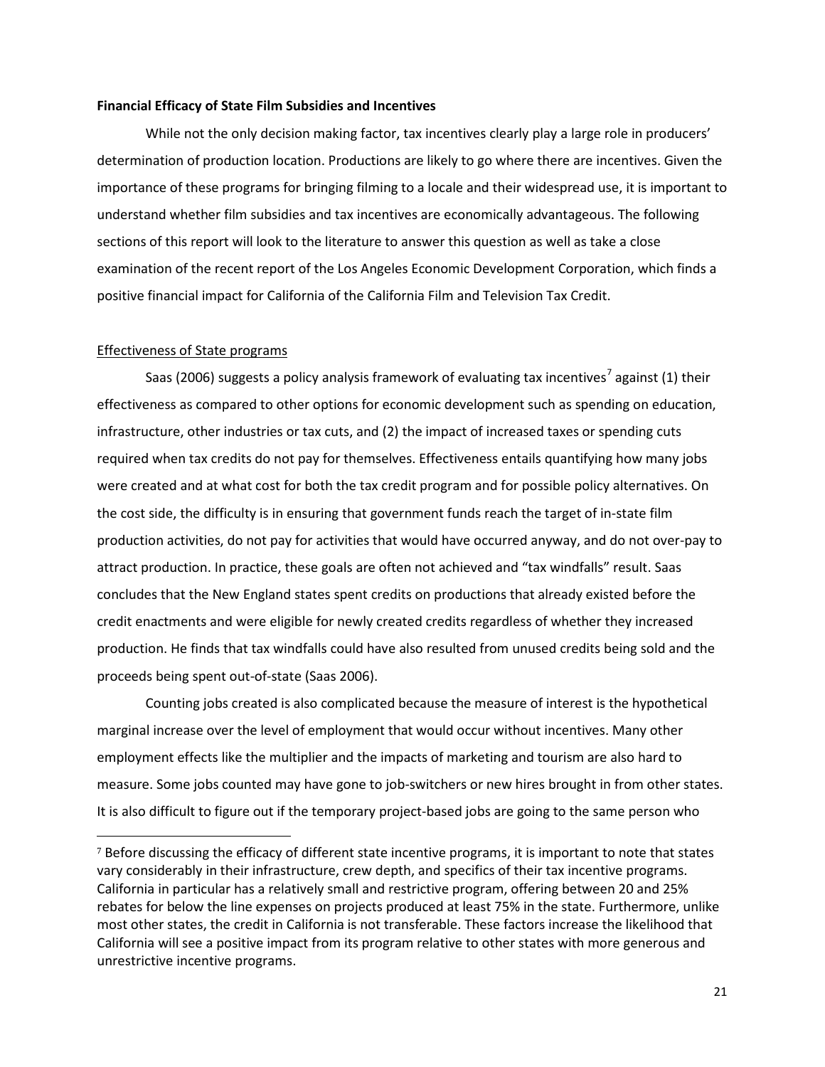**Financial Efficacy of State Film Subsidies and Incentives**

While not the only decision making factor, tax incentives clearly play a large role in producers' determination of production location. Productions are likely to go where there are incentives. Given the importance of these programs for bringing filming to a locale and their widespread use, it is important to understand whether film subsidies and tax incentives are economically advantageous. The following sections of this report will look to the literature to answer this question as well as take a close examination of the recent report of the Los Angeles Economic Development Corporation, which finds a positive financial impact for California of the California Film and Television Tax Credit.

Effectiveness of State programs

Saas (2006) suggests a policy analysis framework of evaluating tax incentives[7] against (1) their effectiveness as compared to other options for economic development such as spending on education, infrastructure, other industries or tax cuts, and (2) the impact of increased taxes or spending cuts required when tax credits do not pay for themselves. Effectiveness entails quantifying how many jobs were created and at what cost for both the tax credit program and for possible policy alternatives. On the cost side, the difficulty is in ensuring that government funds reach the target of in-state film production activities, do not pay for activities that would have occurred anyway, and do not over-pay to attract production. In practice, these goals are often not achieved and "tax windfalls" result. Saas concludes that the New England states spent credits on productions that already existed before the credit enactments and were eligible for newly created credits regardless of whether they increased production. He finds that tax windfalls could have also resulted from unused credits being sold and the proceeds being spent out-of-state (Saas 2006).

Counting jobs created is also complicated because the measure of interest is the hypothetical marginal increase over the level of employment that would occur without incentives. Many other employment effects like the multiplier and the impacts of marketing and tourism are also hard to measure. Some jobs counted may have gone to job-switchers or new hires brought in from other states. It is also difficult to figure out if the temporary project-based jobs are going to the same person who

[7] Before discussing the efficacy of different state incentive programs, it is important to note that states vary considerably in their infrastructure, crew depth, and specifics of their tax incentive programs. California in particular has a relatively small and restrictive program, offering between 20 and 25% rebates for below the line expenses on projects produced at least 75% in the state. Furthermore, unlike most other states, the credit in California is not transferable. These factors increase the likelihood that California will see a positive impact from its program relative to other states with more generous and unrestrictive incentive programs.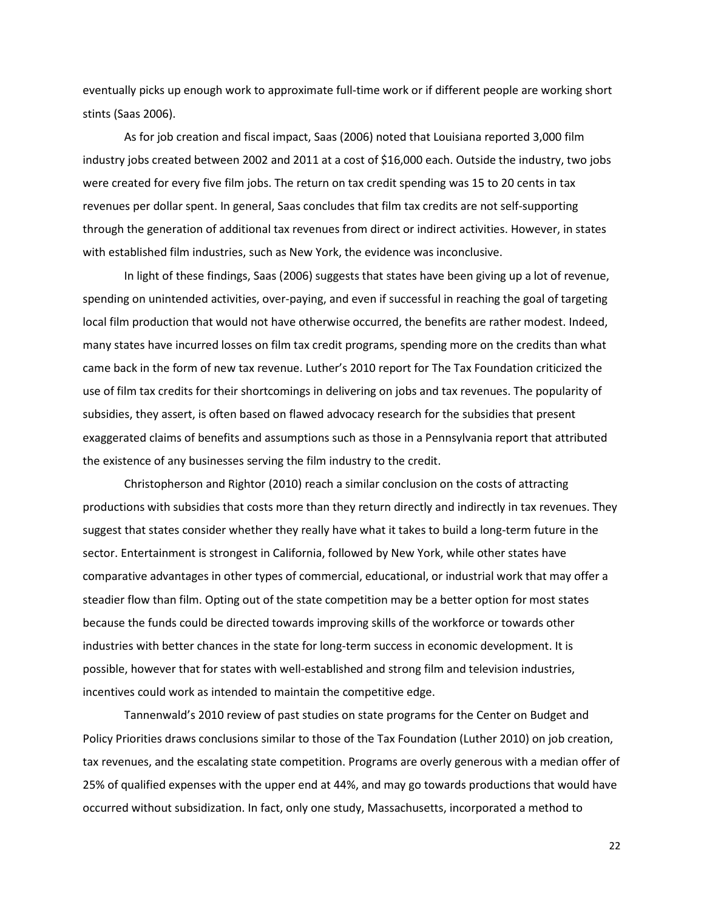eventually picks up enough work to approximate full-time work or if different people are working short stints (Saas 2006).

As for job creation and fiscal impact, Saas (2006) noted that Louisiana reported 3,000 film industry jobs created between 2002 and 2011 at a cost of $16,000 each. Outside the industry, two jobs were created for every five film jobs. The return on tax credit spending was 15 to 20 cents in tax revenues per dollar spent. In general, Saas concludes that film tax credits are not self-supporting through the generation of additional tax revenues from direct or indirect activities. However, in states with established film industries, such as New York, the evidence was inconclusive.

In light of these findings, Saas (2006) suggests that states have been giving up a lot of revenue, spending on unintended activities, over-paying, and even if successful in reaching the goal of targeting local film production that would not have otherwise occurred, the benefits are rather modest. Indeed, many states have incurred losses on film tax credit programs, spending more on the credits than what came back in the form of new tax revenue. Luther's 2010 report for The Tax Foundation criticized the use of film tax credits for their shortcomings in delivering on jobs and tax revenues. The popularity of subsidies, they assert, is often based on flawed advocacy research for the subsidies that present exaggerated claims of benefits and assumptions such as those in a Pennsylvania report that attributed the existence of any businesses serving the film industry to the credit.

Christopherson and Rightor (2010) reach a similar conclusion on the costs of attracting productions with subsidies that costs more than they return directly and indirectly in tax revenues. They suggest that states consider whether they really have what it takes to build a long-term future in the sector. Entertainment is strongest in California, followed by New York, while other states have comparative advantages in other types of commercial, educational, or industrial work that may offer a steadier flow than film. Opting out of the state competition may be a better option for most states because the funds could be directed towards improving skills of the workforce or towards other industries with better chances in the state for long-term success in economic development. It is possible, however that for states with well-established and strong film and television industries, incentives could work as intended to maintain the competitive edge.

Tannenwald's 2010 review of past studies on state programs for the Center on Budget and Policy Priorities draws conclusions similar to those of the Tax Foundation (Luther 2010) on job creation, tax revenues, and the escalating state competition. Programs are overly generous with a median offer of 25% of qualified expenses with the upper end at 44%, and may go towards productions that would have occurred without subsidization. In fact, only one study, Massachusetts, incorporated a method to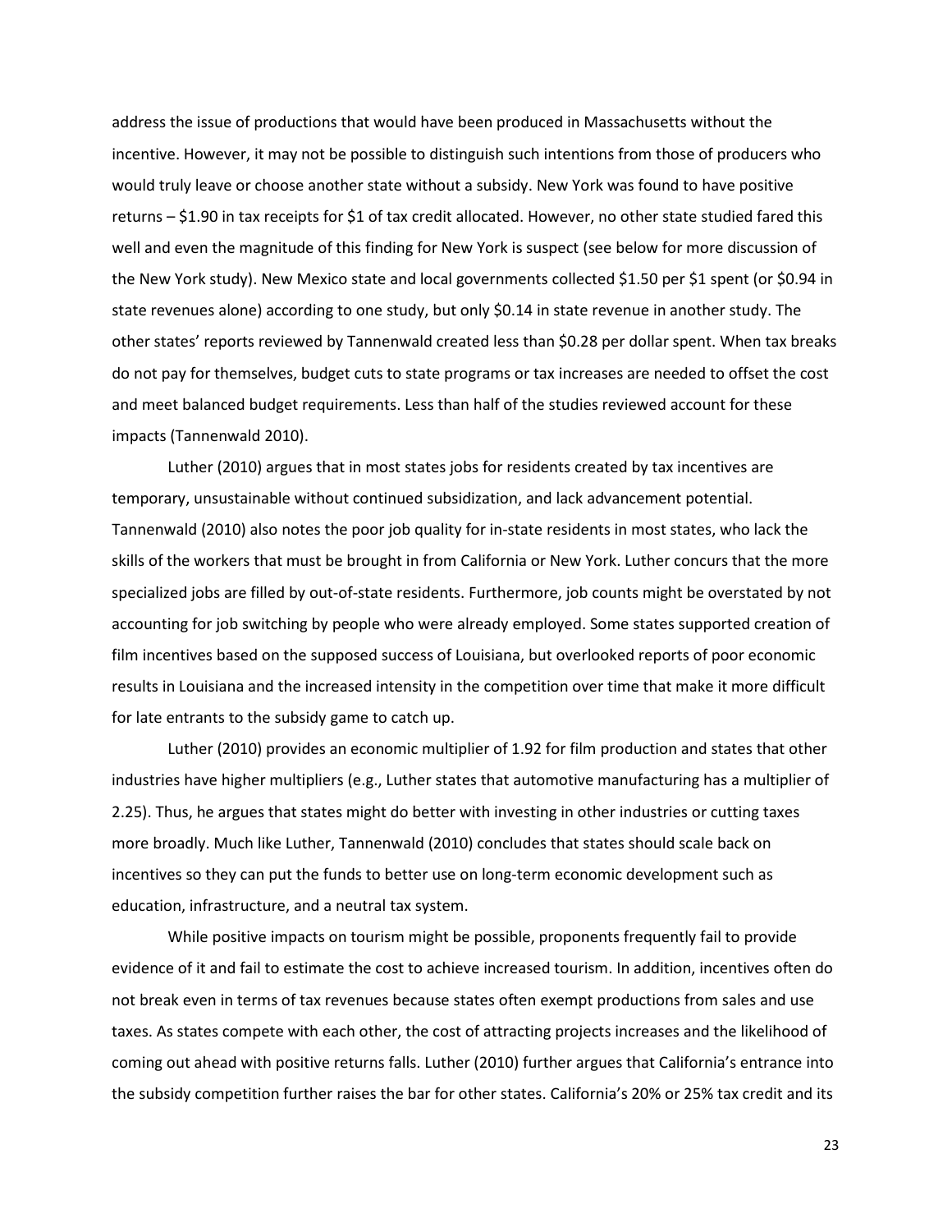address the issue of productions that would have been produced in Massachusetts without the incentive. However, it may not be possible to distinguish such intentions from those of producers who would truly leave or choose another state without a subsidy. New York was found to have positive returns – $1.90 in tax receipts for $1 of tax credit allocated. However, no other state studied fared this well and even the magnitude of this finding for New York is suspect (see below for more discussion of the New York study). New Mexico state and local governments collected $1.50 per $1 spent (or $0.94 in state revenues alone) according to one study, but only $0.14 in state revenue in another study. The other states' reports reviewed by Tannenwald created less than $0.28 per dollar spent. When tax breaks do not pay for themselves, budget cuts to state programs or tax increases are needed to offset the cost and meet balanced budget requirements. Less than half of the studies reviewed account for these impacts (Tannenwald 2010).

Luther (2010) argues that in most states jobs for residents created by tax incentives are temporary, unsustainable without continued subsidization, and lack advancement potential. Tannenwald (2010) also notes the poor job quality for in-state residents in most states, who lack the skills of the workers that must be brought in from California or New York. Luther concurs that the more specialized jobs are filled by out-of-state residents. Furthermore, job counts might be overstated by not accounting for job switching by people who were already employed. Some states supported creation of film incentives based on the supposed success of Louisiana, but overlooked reports of poor economic results in Louisiana and the increased intensity in the competition over time that make it more difficult for late entrants to the subsidy game to catch up.

Luther (2010) provides an economic multiplier of 1.92 for film production and states that other industries have higher multipliers (e.g., Luther states that automotive manufacturing has a multiplier of 2.25). Thus, he argues that states might do better with investing in other industries or cutting taxes more broadly. Much like Luther, Tannenwald (2010) concludes that states should scale back on incentives so they can put the funds to better use on long-term economic development such as education, infrastructure, and a neutral tax system.

While positive impacts on tourism might be possible, proponents frequently fail to provide evidence of it and fail to estimate the cost to achieve increased tourism. In addition, incentives often do not break even in terms of tax revenues because states often exempt productions from sales and use taxes. As states compete with each other, the cost of attracting projects increases and the likelihood of coming out ahead with positive returns falls. Luther (2010) further argues that California's entrance into the subsidy competition further raises the bar for other states. California's 20% or 25% tax credit and its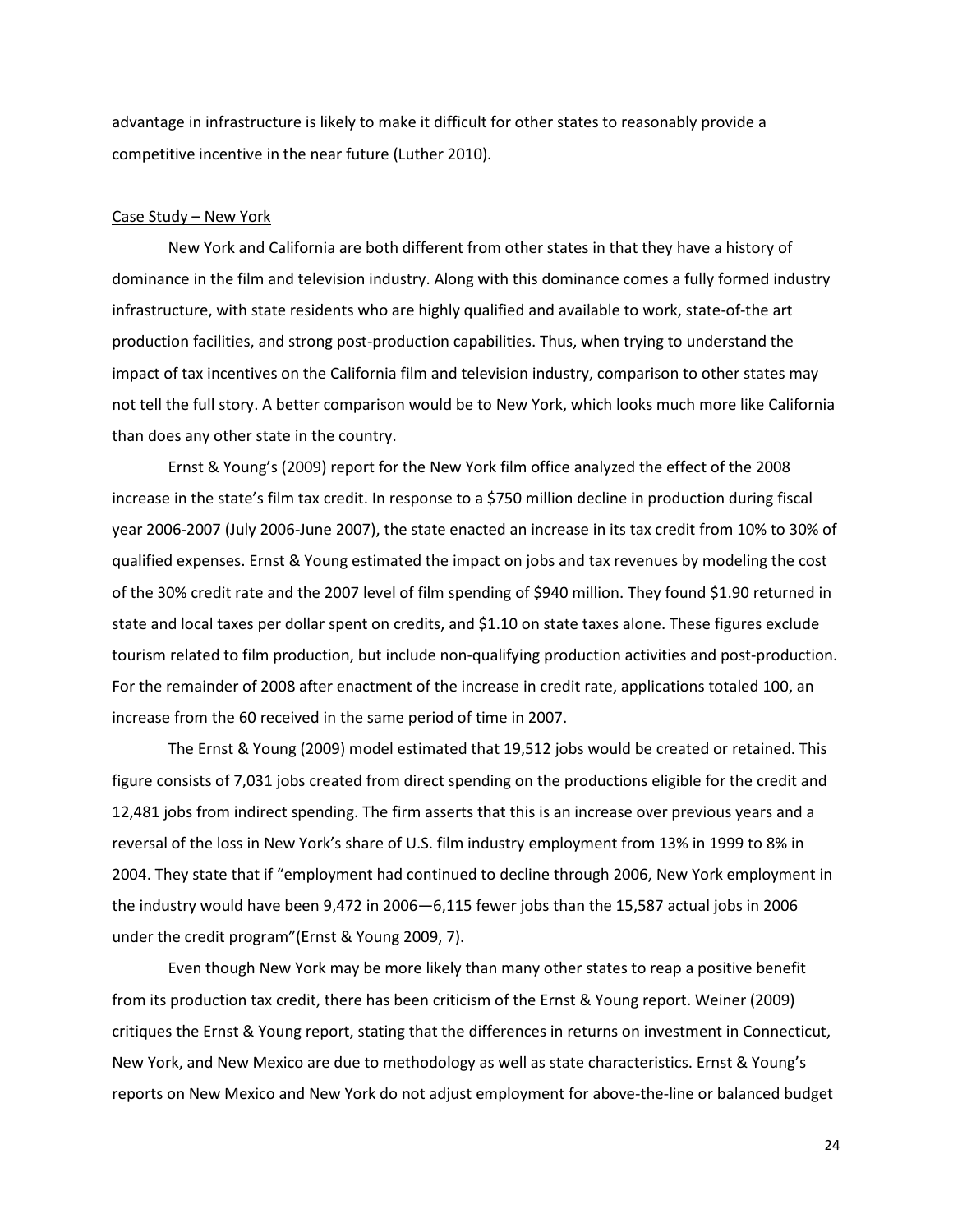advantage in infrastructure is likely to make it difficult for other states to reasonably provide a competitive incentive in the near future (Luther 2010).

## Case Study – New York

New York and California are both different from other states in that they have a history of dominance in the film and television industry. Along with this dominance comes a fully formed industry infrastructure, with state residents who are highly qualified and available to work, state-of-the art production facilities, and strong post-production capabilities. Thus, when trying to understand the impact of tax incentives on the California film and television industry, comparison to other states may not tell the full story. A better comparison would be to New York, which looks much more like California than does any other state in the country.

Ernst & Young's (2009) report for the New York film office analyzed the effect of the 2008 increase in the state's film tax credit. In response to a $750 million decline in production during fiscal year 2006-2007 (July 2006-June 2007), the state enacted an increase in its tax credit from 10% to 30% of qualified expenses. Ernst & Young estimated the impact on jobs and tax revenues by modeling the cost of the 30% credit rate and the 2007 level of film spending of $940 million. They found $1.90 returned in state and local taxes per dollar spent on credits, and $1.10 on state taxes alone. These figures exclude tourism related to film production, but include non-qualifying production activities and post-production. For the remainder of 2008 after enactment of the increase in credit rate, applications totaled 100, an increase from the 60 received in the same period of time in 2007.

The Ernst & Young (2009) model estimated that 19,512 jobs would be created or retained. This figure consists of 7,031 jobs created from direct spending on the productions eligible for the credit and 12,481 jobs from indirect spending. The firm asserts that this is an increase over previous years and a reversal of the loss in New York's share of U.S. film industry employment from 13% in 1999 to 8% in 2004. They state that if "employment had continued to decline through 2006, New York employment in the industry would have been 9,472 in 2006—6,115 fewer jobs than the 15,587 actual jobs in 2006 under the credit program"(Ernst & Young 2009, 7).

Even though New York may be more likely than many other states to reap a positive benefit from its production tax credit, there has been criticism of the Ernst & Young report. Weiner (2009) critiques the Ernst & Young report, stating that the differences in returns on investment in Connecticut, New York, and New Mexico are due to methodology as well as state characteristics. Ernst & Young's reports on New Mexico and New York do not adjust employment for above-the-line or balanced budget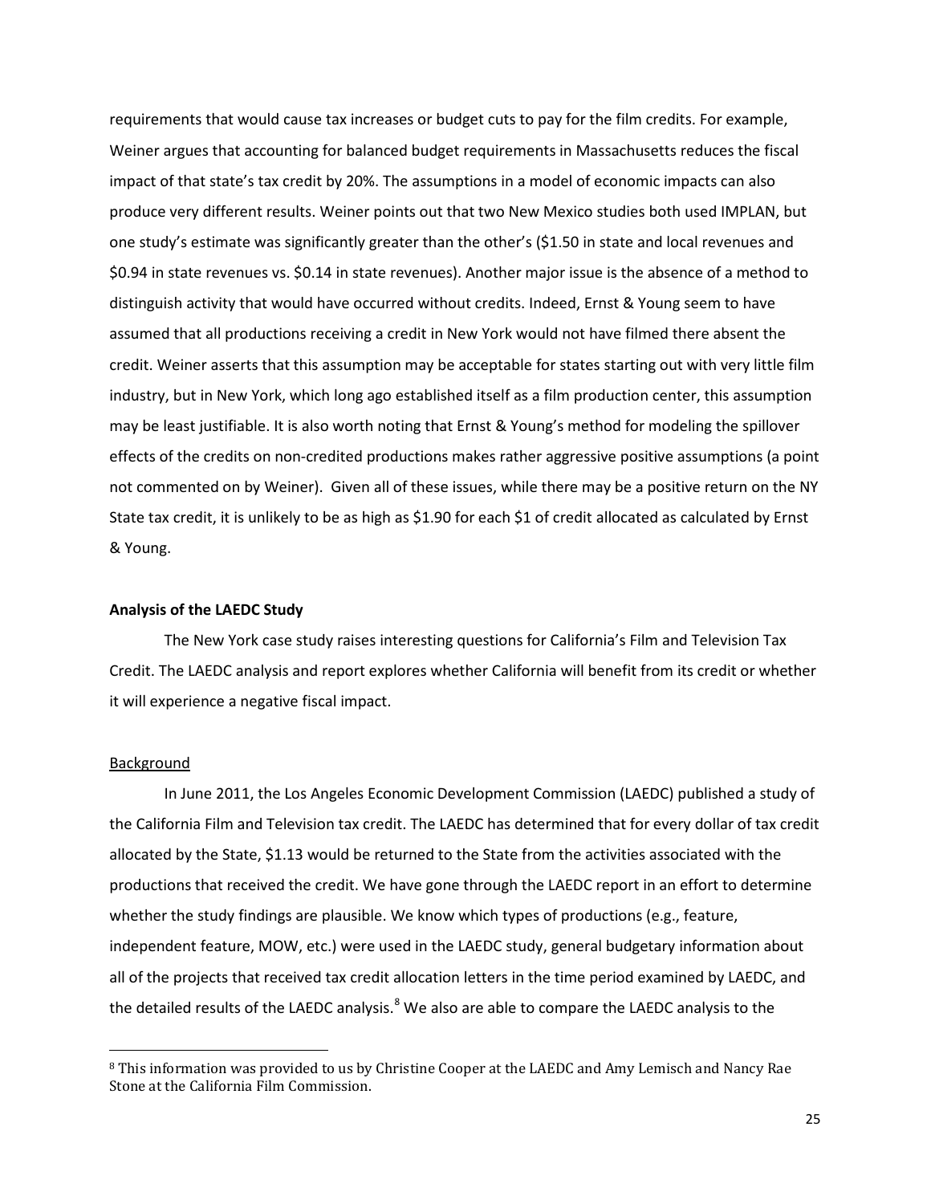requirements that would cause tax increases or budget cuts to pay for the film credits. For example, Weiner argues that accounting for balanced budget requirements in Massachusetts reduces the fiscal impact of that state's tax credit by 20%. The assumptions in a model of economic impacts can also produce very different results. Weiner points out that two New Mexico studies both used IMPLAN, but one study's estimate was significantly greater than the other's ($1.50 in state and local revenues and $0.94 in state revenues vs. $0.14 in state revenues). Another major issue is the absence of a method to distinguish activity that would have occurred without credits. Indeed, Ernst & Young seem to have assumed that all productions receiving a credit in New York would not have filmed there absent the credit. Weiner asserts that this assumption may be acceptable for states starting out with very little film industry, but in New York, which long ago established itself as a film production center, this assumption may be least justifiable. It is also worth noting that Ernst & Young's method for modeling the spillover effects of the credits on non-credited productions makes rather aggressive positive assumptions (a point not commented on by Weiner). Given all of these issues, while there may be a positive return on the NY State tax credit, it is unlikely to be as high as $1.90 for each $1 of credit allocated as calculated by Ernst & Young.

### Analysis of the LAEDC Study

The New York case study raises interesting questions for California's Film and Television Tax Credit. The LAEDC analysis and report explores whether California will benefit from its credit or whether it will experience a negative fiscal impact.

#### Background

In June 2011, the Los Angeles Economic Development Commission (LAEDC) published a study of the California Film and Television tax credit. The LAEDC has determined that for every dollar of tax credit allocated by the State, $1.13 would be returned to the State from the activities associated with the productions that received the credit. We have gone through the LAEDC report in an effort to determine whether the study findings are plausible. We know which types of productions (e.g., feature, independent feature, MOW, etc.) were used in the LAEDC study, general budgetary information about all of the projects that received tax credit allocation letters in the time period examined by LAEDC, and the detailed results of the LAEDC analysis.[8] We also are able to compare the LAEDC analysis to the

[8] This information was provided to us by Christine Cooper at the LAEDC and Amy Lemisch and Nancy Rae Stone at the California Film Commission.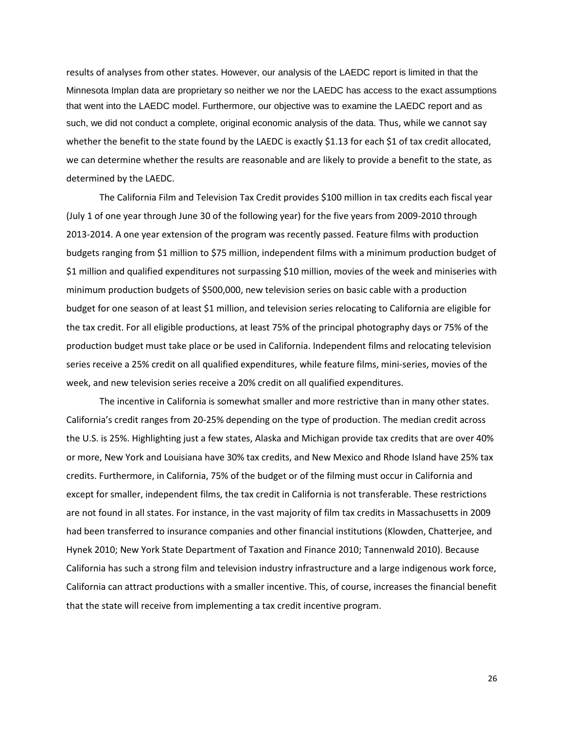results of analyses from other states. However, our analysis of the LAEDC report is limited in that the Minnesota Implan data are proprietary so neither we nor the LAEDC has access to the exact assumptions that went into the LAEDC model. Furthermore, our objective was to examine the LAEDC report and as such, we did not conduct a complete, original economic analysis of the data. Thus, while we cannot say whether the benefit to the state found by the LAEDC is exactly $1.13 for each $1 of tax credit allocated, we can determine whether the results are reasonable and are likely to provide a benefit to the state, as determined by the LAEDC.

The California Film and Television Tax Credit provides $100 million in tax credits each fiscal year (July 1 of one year through June 30 of the following year) for the five years from 2009-2010 through 2013-2014. A one year extension of the program was recently passed. Feature films with production budgets ranging from $1 million to $75 million, independent films with a minimum production budget of $1 million and qualified expenditures not surpassing $10 million, movies of the week and miniseries with minimum production budgets of $500,000, new television series on basic cable with a production budget for one season of at least $1 million, and television series relocating to California are eligible for the tax credit. For all eligible productions, at least 75% of the principal photography days or 75% of the production budget must take place or be used in California. Independent films and relocating television series receive a 25% credit on all qualified expenditures, while feature films, mini-series, movies of the week, and new television series receive a 20% credit on all qualified expenditures.

The incentive in California is somewhat smaller and more restrictive than in many other states. California's credit ranges from 20-25% depending on the type of production. The median credit across the U.S. is 25%. Highlighting just a few states, Alaska and Michigan provide tax credits that are over 40% or more, New York and Louisiana have 30% tax credits, and New Mexico and Rhode Island have 25% tax credits. Furthermore, in California, 75% of the budget or of the filming must occur in California and except for smaller, independent films, the tax credit in California is not transferable. These restrictions are not found in all states. For instance, in the vast majority of film tax credits in Massachusetts in 2009 had been transferred to insurance companies and other financial institutions (Klowden, Chatterjee, and Hynek 2010; New York State Department of Taxation and Finance 2010; Tannenwald 2010). Because California has such a strong film and television industry infrastructure and a large indigenous work force, California can attract productions with a smaller incentive. This, of course, increases the financial benefit that the state will receive from implementing a tax credit incentive program.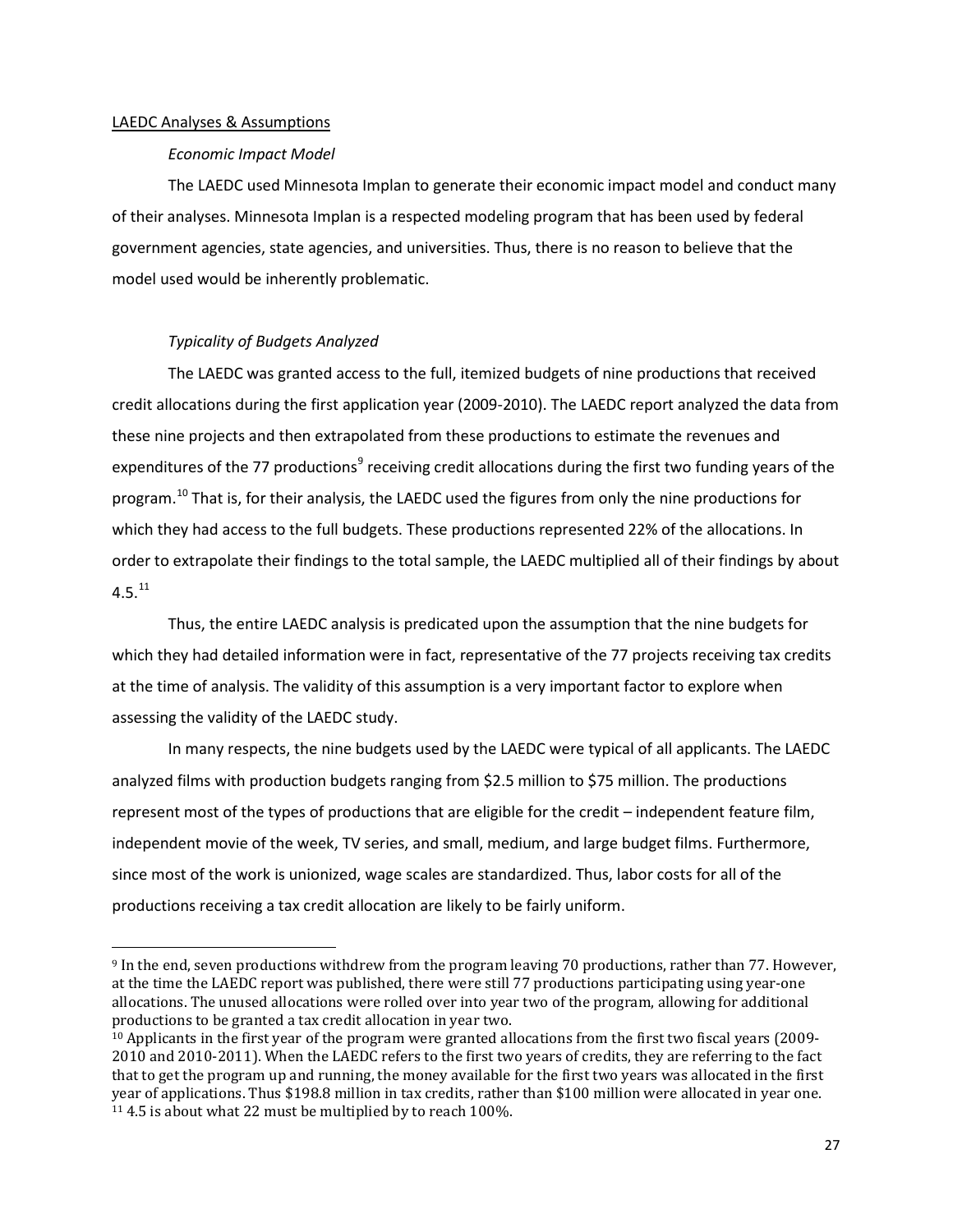LAEDC Analyses & Assumptions

*Economic Impact Model*

The LAEDC used Minnesota Implan to generate their economic impact model and conduct many of their analyses. Minnesota Implan is a respected modeling program that has been used by federal government agencies, state agencies, and universities. Thus, there is no reason to believe that the model used would be inherently problematic.

*Typicality of Budgets Analyzed*

The LAEDC was granted access to the full, itemized budgets of nine productions that received credit allocations during the first application year (2009-2010). The LAEDC report analyzed the data from these nine projects and then extrapolated from these productions to estimate the revenues and expenditures of the 77 productions[9] receiving credit allocations during the first two funding years of the program.[10] That is, for their analysis, the LAEDC used the figures from only the nine productions for which they had access to the full budgets. These productions represented 22% of the allocations. In order to extrapolate their findings to the total sample, the LAEDC multiplied all of their findings by about 4.5.[11]

Thus, the entire LAEDC analysis is predicated upon the assumption that the nine budgets for which they had detailed information were in fact, representative of the 77 projects receiving tax credits at the time of analysis. The validity of this assumption is a very important factor to explore when assessing the validity of the LAEDC study.

In many respects, the nine budgets used by the LAEDC were typical of all applicants. The LAEDC analyzed films with production budgets ranging from $2.5 million to $75 million. The productions represent most of the types of productions that are eligible for the credit – independent feature film, independent movie of the week, TV series, and small, medium, and large budget films. Furthermore, since most of the work is unionized, wage scales are standardized. Thus, labor costs for all of the productions receiving a tax credit allocation are likely to be fairly uniform.

---

[9] In the end, seven productions withdrew from the program leaving 70 productions, rather than 77. However, at the time the LAEDC report was published, there were still 77 productions participating using year-one allocations. The unused allocations were rolled over into year two of the program, allowing for additional productions to be granted a tax credit allocation in year two.

[10] Applicants in the first year of the program were granted allocations from the first two fiscal years (2009-2010 and 2010-2011). When the LAEDC refers to the first two years of credits, they are referring to the fact that to get the program up and running, the money available for the first two years was allocated in the first year of applications. Thus $198.8 million in tax credits, rather than $100 million were allocated in year one.

[11] 4.5 is about what 22 must be multiplied by to reach 100%.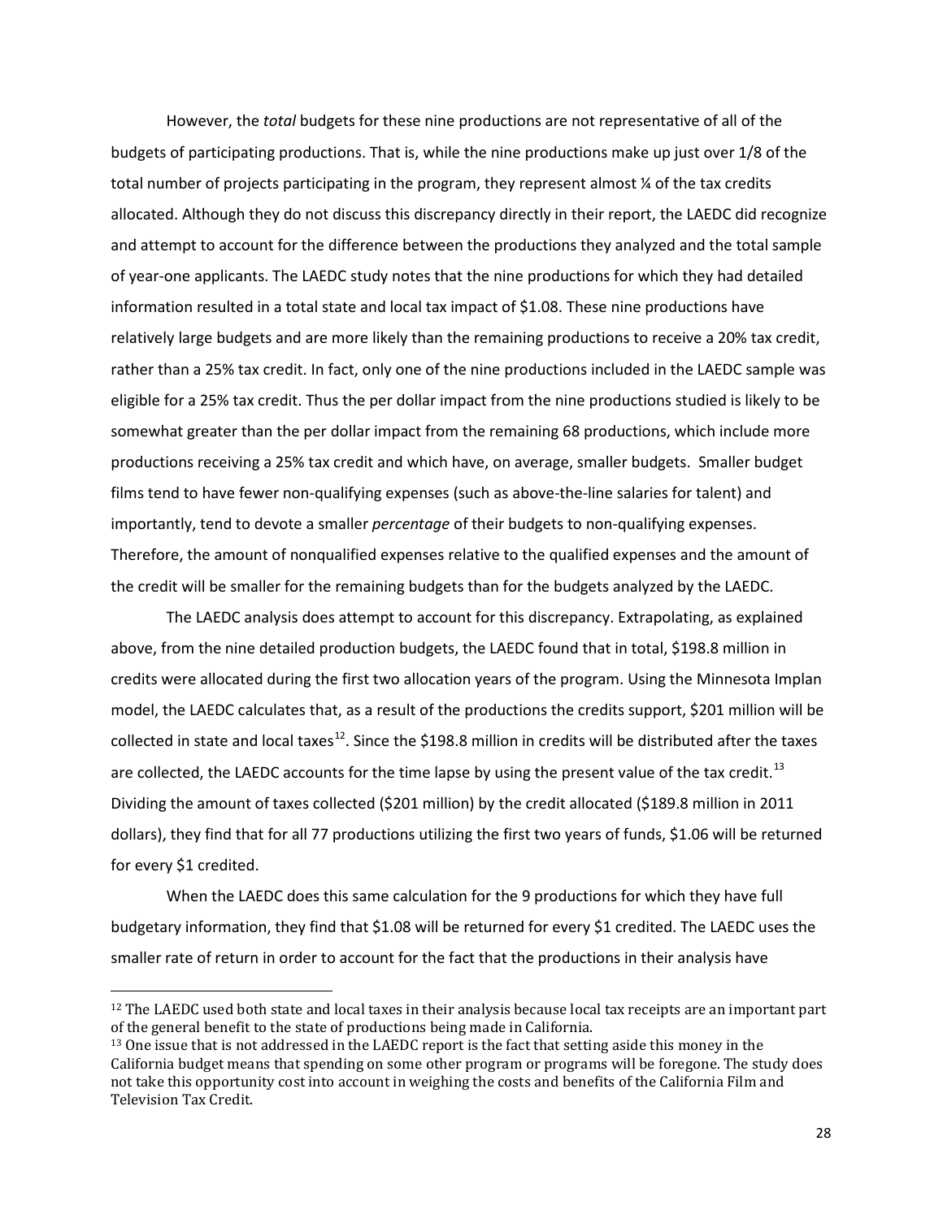However, the *total* budgets for these nine productions are not representative of all of the budgets of participating productions. That is, while the nine productions make up just over 1/8 of the total number of projects participating in the program, they represent almost ¼ of the tax credits allocated. Although they do not discuss this discrepancy directly in their report, the LAEDC did recognize and attempt to account for the difference between the productions they analyzed and the total sample of year-one applicants. The LAEDC study notes that the nine productions for which they had detailed information resulted in a total state and local tax impact of $1.08. These nine productions have relatively large budgets and are more likely than the remaining productions to receive a 20% tax credit, rather than a 25% tax credit. In fact, only one of the nine productions included in the LAEDC sample was eligible for a 25% tax credit. Thus the per dollar impact from the nine productions studied is likely to be somewhat greater than the per dollar impact from the remaining 68 productions, which include more productions receiving a 25% tax credit and which have, on average, smaller budgets. Smaller budget films tend to have fewer non-qualifying expenses (such as above-the-line salaries for talent) and importantly, tend to devote a smaller *percentage* of their budgets to non-qualifying expenses. Therefore, the amount of nonqualified expenses relative to the qualified expenses and the amount of the credit will be smaller for the remaining budgets than for the budgets analyzed by the LAEDC.

The LAEDC analysis does attempt to account for this discrepancy. Extrapolating, as explained above, from the nine detailed production budgets, the LAEDC found that in total, $198.8 million in credits were allocated during the first two allocation years of the program. Using the Minnesota Implan model, the LAEDC calculates that, as a result of the productions the credits support, $201 million will be collected in state and local taxes[12]. Since the $198.8 million in credits will be distributed after the taxes are collected, the LAEDC accounts for the time lapse by using the present value of the tax credit.[13] Dividing the amount of taxes collected ($201 million) by the credit allocated ($189.8 million in 2011 dollars), they find that for all 77 productions utilizing the first two years of funds, $1.06 will be returned for every $1 credited.

When the LAEDC does this same calculation for the 9 productions for which they have full budgetary information, they find that $1.08 will be returned for every $1 credited. The LAEDC uses the smaller rate of return in order to account for the fact that the productions in their analysis have

[12] The LAEDC used both state and local taxes in their analysis because local tax receipts are an important part of the general benefit to the state of productions being made in California.

[13] One issue that is not addressed in the LAEDC report is the fact that setting aside this money in the California budget means that spending on some other program or programs will be foregone. The study does not take this opportunity cost into account in weighing the costs and benefits of the California Film and Television Tax Credit.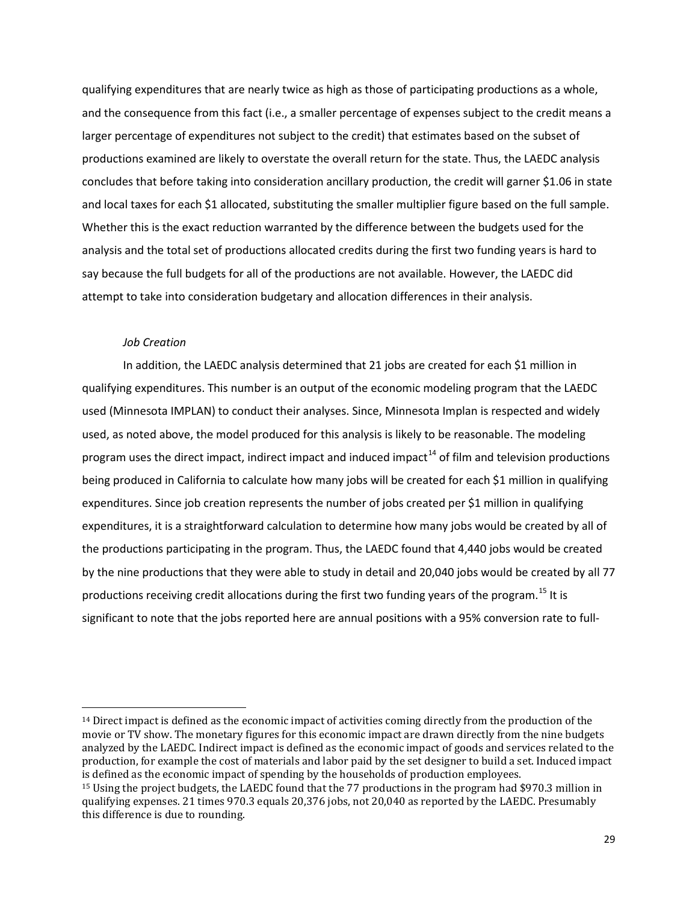qualifying expenditures that are nearly twice as high as those of participating productions as a whole, and the consequence from this fact (i.e., a smaller percentage of expenses subject to the credit means a larger percentage of expenditures not subject to the credit) that estimates based on the subset of productions examined are likely to overstate the overall return for the state. Thus, the LAEDC analysis concludes that before taking into consideration ancillary production, the credit will garner $1.06 in state and local taxes for each $1 allocated, substituting the smaller multiplier figure based on the full sample. Whether this is the exact reduction warranted by the difference between the budgets used for the analysis and the total set of productions allocated credits during the first two funding years is hard to say because the full budgets for all of the productions are not available. However, the LAEDC did attempt to take into consideration budgetary and allocation differences in their analysis.

*Job Creation*

In addition, the LAEDC analysis determined that 21 jobs are created for each $1 million in qualifying expenditures. This number is an output of the economic modeling program that the LAEDC used (Minnesota IMPLAN) to conduct their analyses. Since, Minnesota Implan is respected and widely used, as noted above, the model produced for this analysis is likely to be reasonable. The modeling program uses the direct impact, indirect impact and induced impact[14] of film and television productions being produced in California to calculate how many jobs will be created for each $1 million in qualifying expenditures. Since job creation represents the number of jobs created per $1 million in qualifying expenditures, it is a straightforward calculation to determine how many jobs would be created by all of the productions participating in the program. Thus, the LAEDC found that 4,440 jobs would be created by the nine productions that they were able to study in detail and 20,040 jobs would be created by all 77 productions receiving credit allocations during the first two funding years of the program.[15] It is significant to note that the jobs reported here are annual positions with a 95% conversion rate to full-

---

[14] Direct impact is defined as the economic impact of activities coming directly from the production of the movie or TV show. The monetary figures for this economic impact are drawn directly from the nine budgets analyzed by the LAEDC. Indirect impact is defined as the economic impact of goods and services related to the production, for example the cost of materials and labor paid by the set designer to build a set. Induced impact is defined as the economic impact of spending by the households of production employees.

[15] Using the project budgets, the LAEDC found that the 77 productions in the program had $970.3 million in qualifying expenses. 21 times 970.3 equals 20,376 jobs, not 20,040 as reported by the LAEDC. Presumably this difference is due to rounding.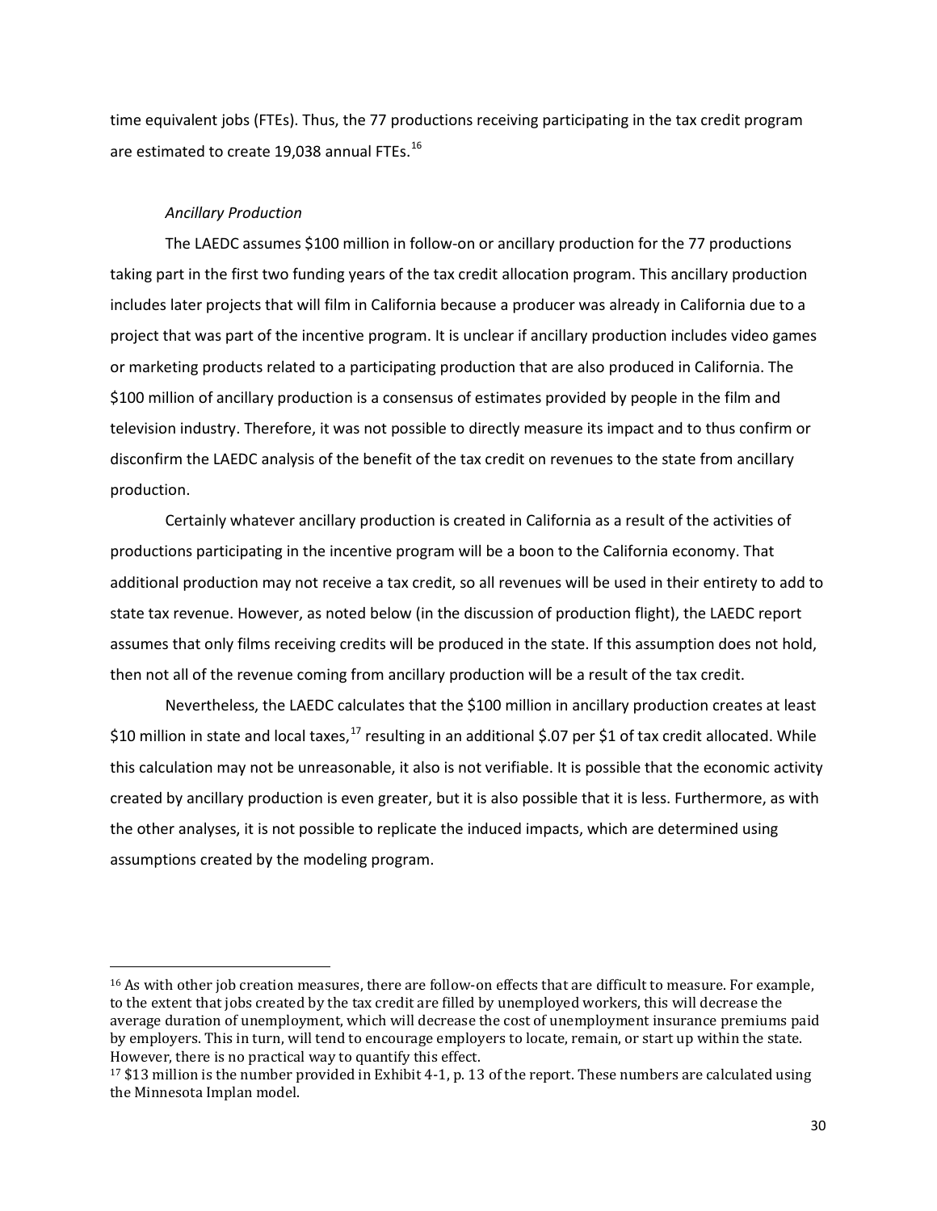time equivalent jobs (FTEs). Thus, the 77 productions receiving participating in the tax credit program are estimated to create 19,038 annual FTEs.[16]

*Ancillary Production*

The LAEDC assumes $100 million in follow-on or ancillary production for the 77 productions taking part in the first two funding years of the tax credit allocation program. This ancillary production includes later projects that will film in California because a producer was already in California due to a project that was part of the incentive program. It is unclear if ancillary production includes video games or marketing products related to a participating production that are also produced in California. The $100 million of ancillary production is a consensus of estimates provided by people in the film and television industry. Therefore, it was not possible to directly measure its impact and to thus confirm or disconfirm the LAEDC analysis of the benefit of the tax credit on revenues to the state from ancillary production.

Certainly whatever ancillary production is created in California as a result of the activities of productions participating in the incentive program will be a boon to the California economy. That additional production may not receive a tax credit, so all revenues will be used in their entirety to add to state tax revenue. However, as noted below (in the discussion of production flight), the LAEDC report assumes that only films receiving credits will be produced in the state. If this assumption does not hold, then not all of the revenue coming from ancillary production will be a result of the tax credit.

Nevertheless, the LAEDC calculates that the $100 million in ancillary production creates at least $10 million in state and local taxes,[17] resulting in an additional $.07 per $1 of tax credit allocated. While this calculation may not be unreasonable, it also is not verifiable. It is possible that the economic activity created by ancillary production is even greater, but it is also possible that it is less. Furthermore, as with the other analyses, it is not possible to replicate the induced impacts, which are determined using assumptions created by the modeling program.

---

[16] As with other job creation measures, there are follow-on effects that are difficult to measure. For example, to the extent that jobs created by the tax credit are filled by unemployed workers, this will decrease the average duration of unemployment, which will decrease the cost of unemployment insurance premiums paid by employers. This in turn, will tend to encourage employers to locate, remain, or start up within the state. However, there is no practical way to quantify this effect.

[17] $13 million is the number provided in Exhibit 4-1, p. 13 of the report. These numbers are calculated using the Minnesota Implan model.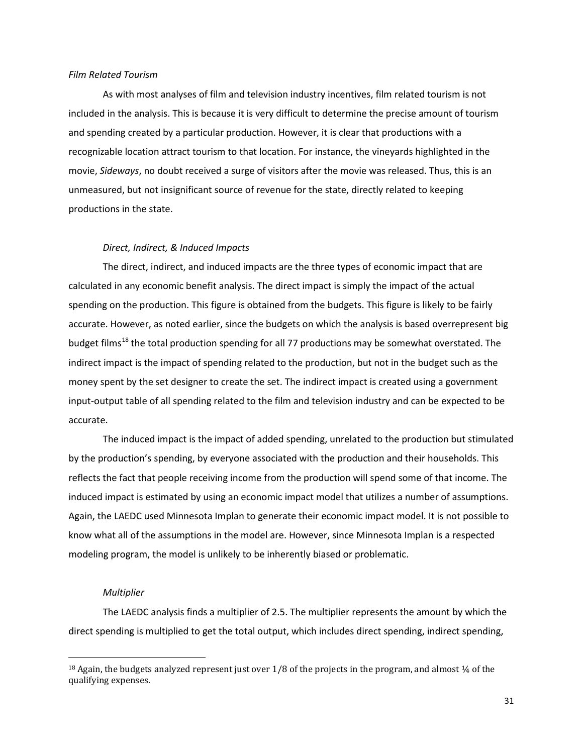*Film Related Tourism*

As with most analyses of film and television industry incentives, film related tourism is not included in the analysis. This is because it is very difficult to determine the precise amount of tourism and spending created by a particular production. However, it is clear that productions with a recognizable location attract tourism to that location. For instance, the vineyards highlighted in the movie, *Sideways*, no doubt received a surge of visitors after the movie was released. Thus, this is an unmeasured, but not insignificant source of revenue for the state, directly related to keeping productions in the state.

*Direct, Indirect, & Induced Impacts*

The direct, indirect, and induced impacts are the three types of economic impact that are calculated in any economic benefit analysis. The direct impact is simply the impact of the actual spending on the production. This figure is obtained from the budgets. This figure is likely to be fairly accurate. However, as noted earlier, since the budgets on which the analysis is based overrepresent big budget films[18] the total production spending for all 77 productions may be somewhat overstated. The indirect impact is the impact of spending related to the production, but not in the budget such as the money spent by the set designer to create the set. The indirect impact is created using a government input-output table of all spending related to the film and television industry and can be expected to be accurate.

The induced impact is the impact of added spending, unrelated to the production but stimulated by the production's spending, by everyone associated with the production and their households. This reflects the fact that people receiving income from the production will spend some of that income. The induced impact is estimated by using an economic impact model that utilizes a number of assumptions. Again, the LAEDC used Minnesota Implan to generate their economic impact model. It is not possible to know what all of the assumptions in the model are. However, since Minnesota Implan is a respected modeling program, the model is unlikely to be inherently biased or problematic.

*Multiplier*

The LAEDC analysis finds a multiplier of 2.5. The multiplier represents the amount by which the direct spending is multiplied to get the total output, which includes direct spending, indirect spending,

[18] Again, the budgets analyzed represent just over 1/8 of the projects in the program, and almost ¼ of the qualifying expenses.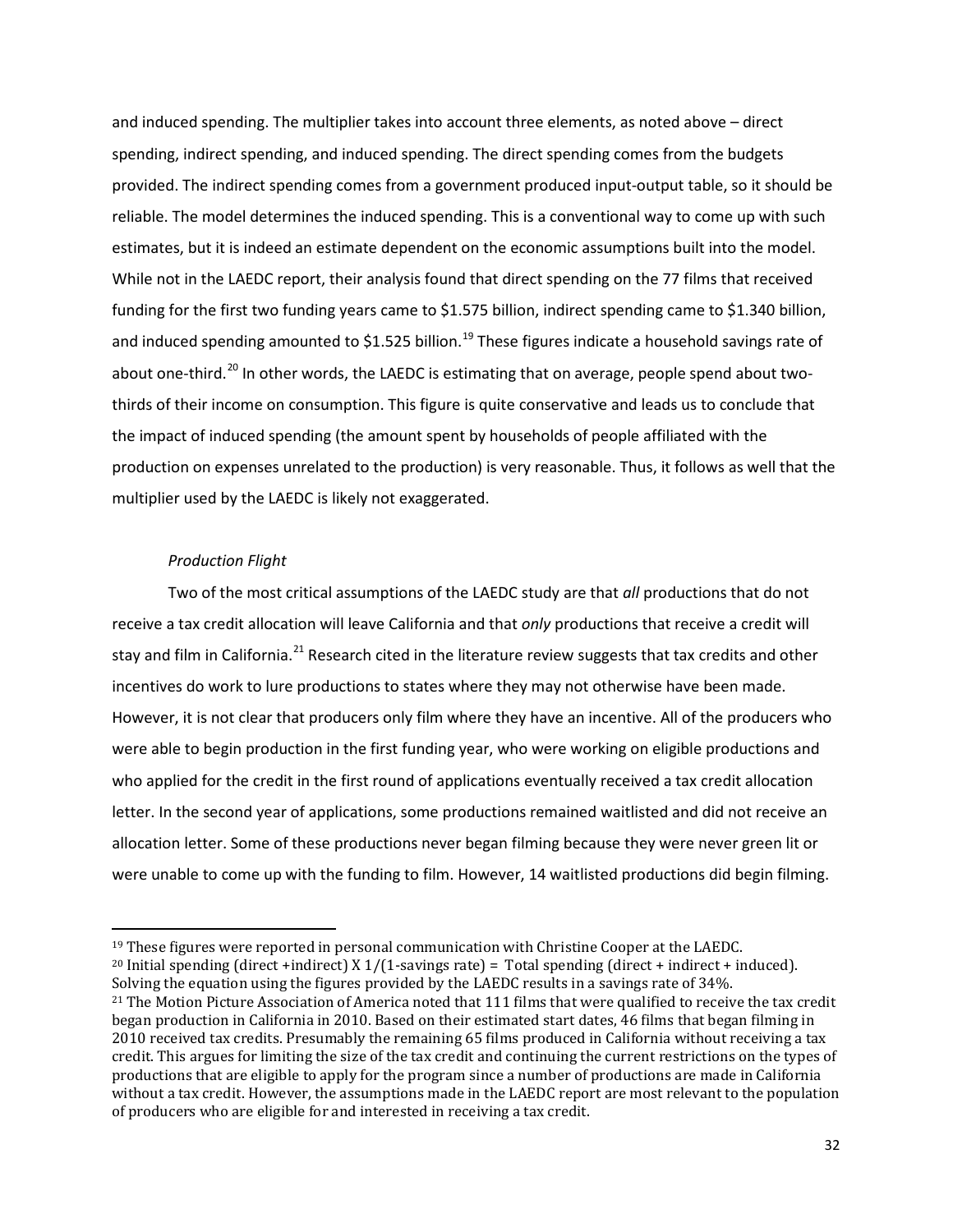and induced spending. The multiplier takes into account three elements, as noted above – direct spending, indirect spending, and induced spending. The direct spending comes from the budgets provided. The indirect spending comes from a government produced input-output table, so it should be reliable. The model determines the induced spending. This is a conventional way to come up with such estimates, but it is indeed an estimate dependent on the economic assumptions built into the model. While not in the LAEDC report, their analysis found that direct spending on the 77 films that received funding for the first two funding years came to $1.575 billion, indirect spending came to $1.340 billion, and induced spending amounted to $1.525 billion.[19] These figures indicate a household savings rate of about one-third.[20] In other words, the LAEDC is estimating that on average, people spend about two-thirds of their income on consumption. This figure is quite conservative and leads us to conclude that the impact of induced spending (the amount spent by households of people affiliated with the production on expenses unrelated to the production) is very reasonable. Thus, it follows as well that the multiplier used by the LAEDC is likely not exaggerated.

### *Production Flight*

Two of the most critical assumptions of the LAEDC study are that *all* productions that do not receive a tax credit allocation will leave California and that *only* productions that receive a credit will stay and film in California.[21] Research cited in the literature review suggests that tax credits and other incentives do work to lure productions to states where they may not otherwise have been made. However, it is not clear that producers only film where they have an incentive. All of the producers who were able to begin production in the first funding year, who were working on eligible productions and who applied for the credit in the first round of applications eventually received a tax credit allocation letter. In the second year of applications, some productions remained waitlisted and did not receive an allocation letter. Some of these productions never began filming because they were never green lit or were unable to come up with the funding to film. However, 14 waitlisted productions did begin filming.

---

[19] These figures were reported in personal communication with Christine Cooper at the LAEDC.

[20] Initial spending (direct +indirect) X 1/(1-savings rate) = Total spending (direct + indirect + induced). Solving the equation using the figures provided by the LAEDC results in a savings rate of 34%.

[21] The Motion Picture Association of America noted that 111 films that were qualified to receive the tax credit began production in California in 2010. Based on their estimated start dates, 46 films that began filming in 2010 received tax credits. Presumably the remaining 65 films produced in California without receiving a tax credit. This argues for limiting the size of the tax credit and continuing the current restrictions on the types of productions that are eligible to apply for the program since a number of productions are made in California without a tax credit. However, the assumptions made in the LAEDC report are most relevant to the population of producers who are eligible for and interested in receiving a tax credit.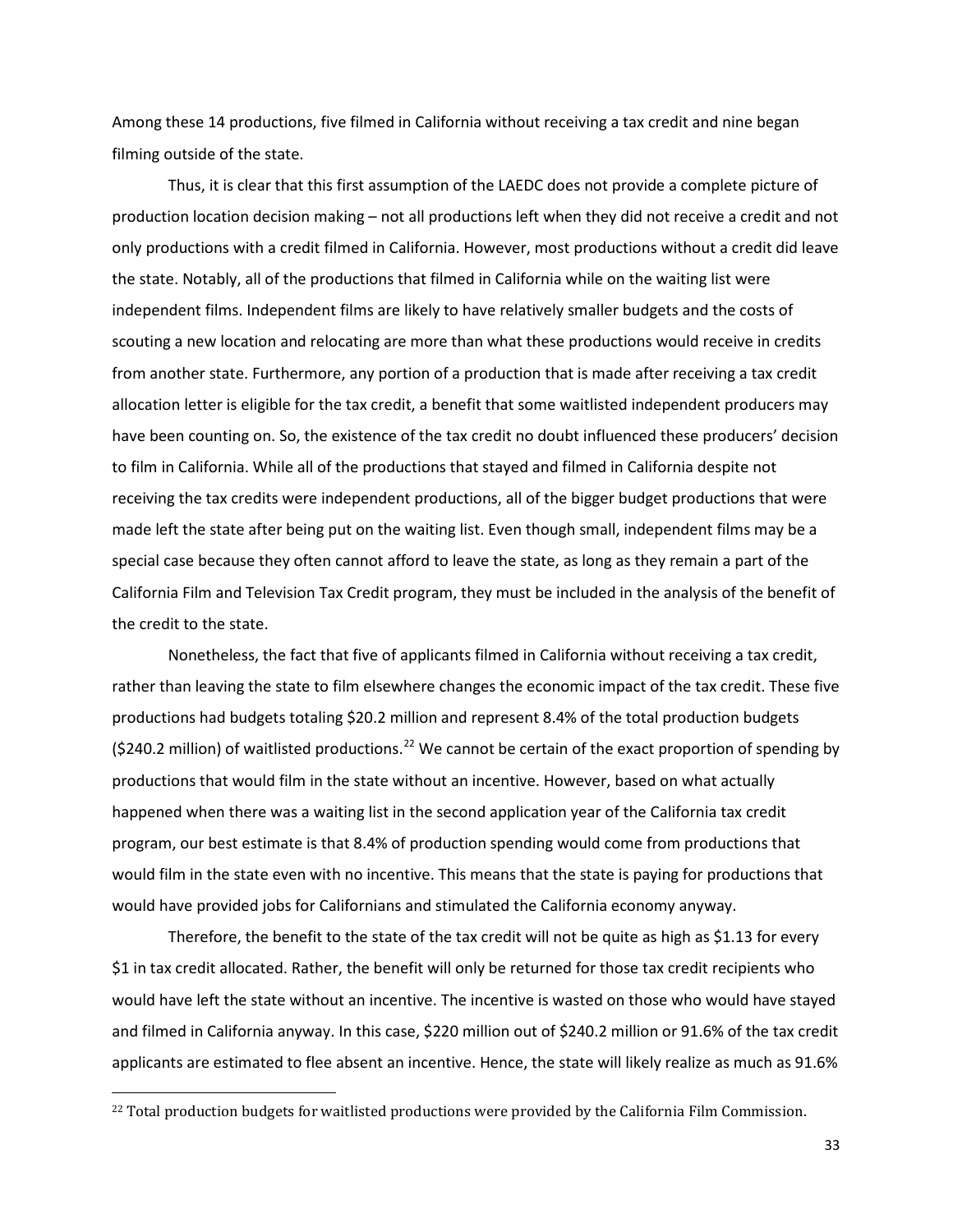Among these 14 productions, five filmed in California without receiving a tax credit and nine began filming outside of the state.

Thus, it is clear that this first assumption of the LAEDC does not provide a complete picture of production location decision making – not all productions left when they did not receive a credit and not only productions with a credit filmed in California. However, most productions without a credit did leave the state. Notably, all of the productions that filmed in California while on the waiting list were independent films. Independent films are likely to have relatively smaller budgets and the costs of scouting a new location and relocating are more than what these productions would receive in credits from another state. Furthermore, any portion of a production that is made after receiving a tax credit allocation letter is eligible for the tax credit, a benefit that some waitlisted independent producers may have been counting on. So, the existence of the tax credit no doubt influenced these producers' decision to film in California. While all of the productions that stayed and filmed in California despite not receiving the tax credits were independent productions, all of the bigger budget productions that were made left the state after being put on the waiting list. Even though small, independent films may be a special case because they often cannot afford to leave the state, as long as they remain a part of the California Film and Television Tax Credit program, they must be included in the analysis of the benefit of the credit to the state.

Nonetheless, the fact that five of applicants filmed in California without receiving a tax credit, rather than leaving the state to film elsewhere changes the economic impact of the tax credit. These five productions had budgets totaling $20.2 million and represent 8.4% of the total production budgets ($240.2 million) of waitlisted productions.[22] We cannot be certain of the exact proportion of spending by productions that would film in the state without an incentive. However, based on what actually happened when there was a waiting list in the second application year of the California tax credit program, our best estimate is that 8.4% of production spending would come from productions that would film in the state even with no incentive. This means that the state is paying for productions that would have provided jobs for Californians and stimulated the California economy anyway.

Therefore, the benefit to the state of the tax credit will not be quite as high as $1.13 for every $1 in tax credit allocated. Rather, the benefit will only be returned for those tax credit recipients who would have left the state without an incentive. The incentive is wasted on those who would have stayed and filmed in California anyway. In this case, $220 million out of $240.2 million or 91.6% of the tax credit applicants are estimated to flee absent an incentive. Hence, the state will likely realize as much as 91.6%

[22] Total production budgets for waitlisted productions were provided by the California Film Commission.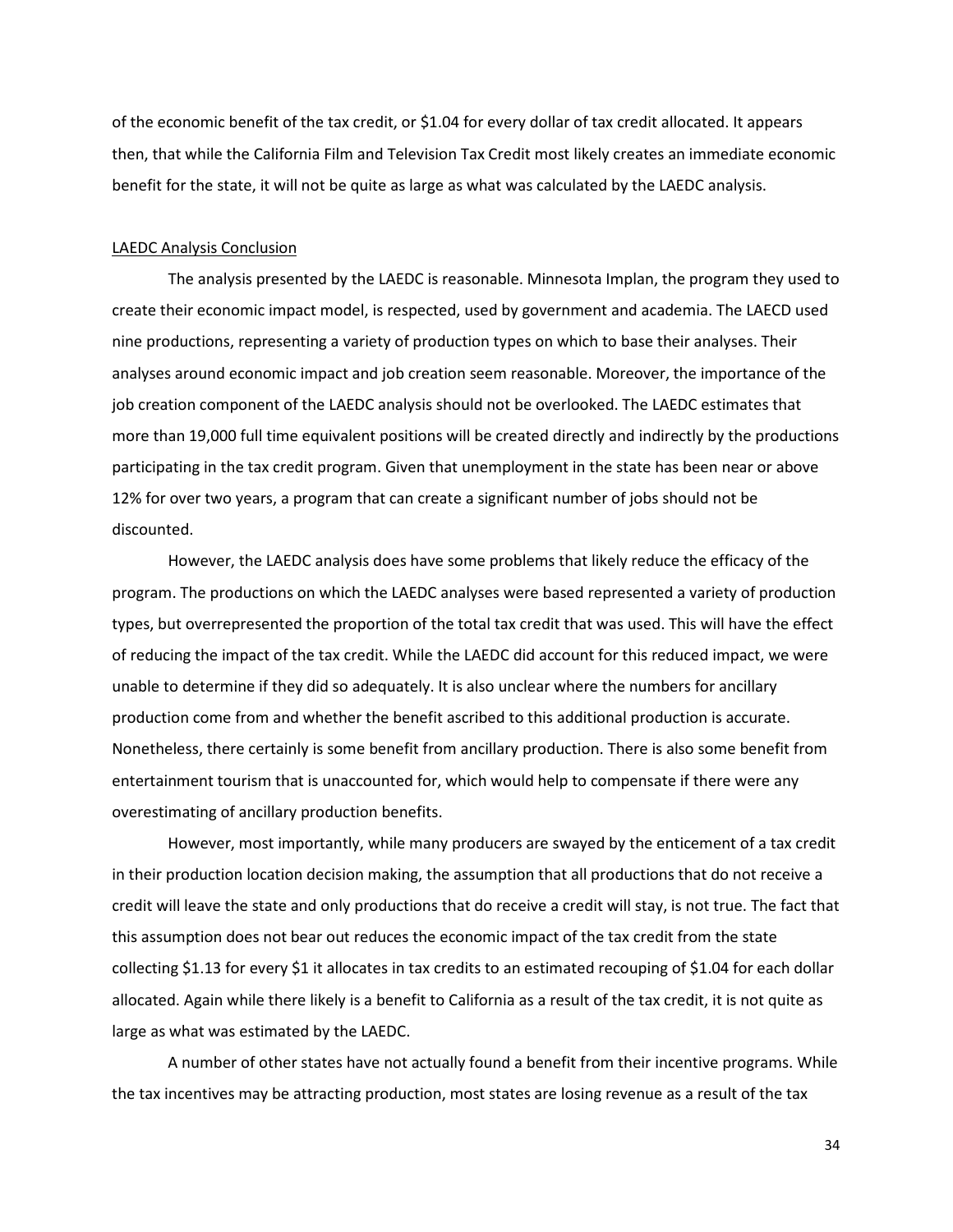of the economic benefit of the tax credit, or $1.04 for every dollar of tax credit allocated. It appears then, that while the California Film and Television Tax Credit most likely creates an immediate economic benefit for the state, it will not be quite as large as what was calculated by the LAEDC analysis.

<u>LAEDC Analysis Conclusion</u>

The analysis presented by the LAEDC is reasonable. Minnesota Implan, the program they used to create their economic impact model, is respected, used by government and academia. The LAECD used nine productions, representing a variety of production types on which to base their analyses. Their analyses around economic impact and job creation seem reasonable. Moreover, the importance of the job creation component of the LAEDC analysis should not be overlooked. The LAEDC estimates that more than 19,000 full time equivalent positions will be created directly and indirectly by the productions participating in the tax credit program. Given that unemployment in the state has been near or above 12% for over two years, a program that can create a significant number of jobs should not be discounted.

However, the LAEDC analysis does have some problems that likely reduce the efficacy of the program. The productions on which the LAEDC analyses were based represented a variety of production types, but overrepresented the proportion of the total tax credit that was used. This will have the effect of reducing the impact of the tax credit. While the LAEDC did account for this reduced impact, we were unable to determine if they did so adequately. It is also unclear where the numbers for ancillary production come from and whether the benefit ascribed to this additional production is accurate. Nonetheless, there certainly is some benefit from ancillary production. There is also some benefit from entertainment tourism that is unaccounted for, which would help to compensate if there were any overestimating of ancillary production benefits.

However, most importantly, while many producers are swayed by the enticement of a tax credit in their production location decision making, the assumption that all productions that do not receive a credit will leave the state and only productions that do receive a credit will stay, is not true. The fact that this assumption does not bear out reduces the economic impact of the tax credit from the state collecting $1.13 for every $1 it allocates in tax credits to an estimated recouping of $1.04 for each dollar allocated. Again while there likely is a benefit to California as a result of the tax credit, it is not quite as large as what was estimated by the LAEDC.

A number of other states have not actually found a benefit from their incentive programs. While the tax incentives may be attracting production, most states are losing revenue as a result of the tax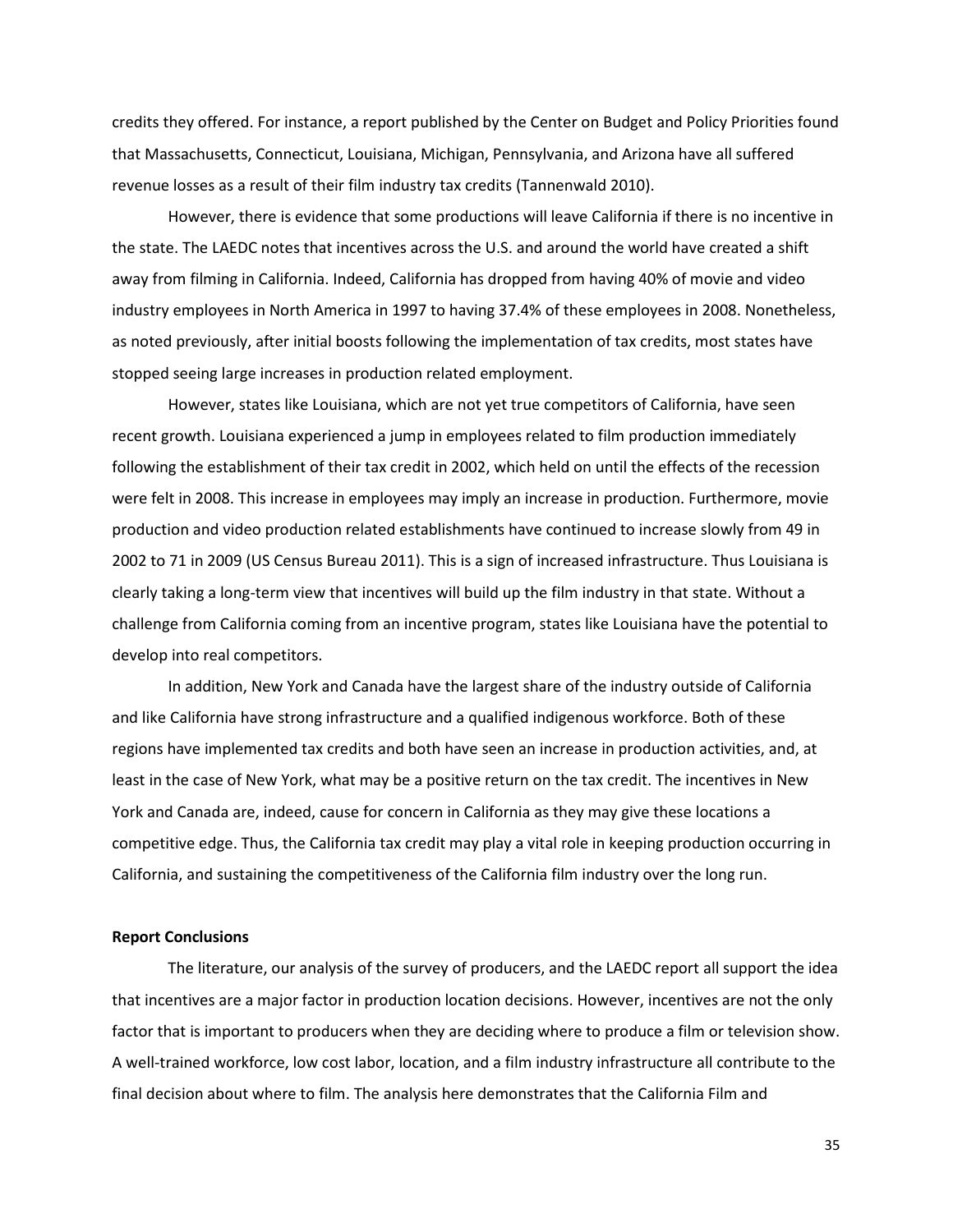credits they offered. For instance, a report published by the Center on Budget and Policy Priorities found that Massachusetts, Connecticut, Louisiana, Michigan, Pennsylvania, and Arizona have all suffered revenue losses as a result of their film industry tax credits (Tannenwald 2010).

However, there is evidence that some productions will leave California if there is no incentive in the state. The LAEDC notes that incentives across the U.S. and around the world have created a shift away from filming in California. Indeed, California has dropped from having 40% of movie and video industry employees in North America in 1997 to having 37.4% of these employees in 2008. Nonetheless, as noted previously, after initial boosts following the implementation of tax credits, most states have stopped seeing large increases in production related employment.

However, states like Louisiana, which are not yet true competitors of California, have seen recent growth. Louisiana experienced a jump in employees related to film production immediately following the establishment of their tax credit in 2002, which held on until the effects of the recession were felt in 2008. This increase in employees may imply an increase in production. Furthermore, movie production and video production related establishments have continued to increase slowly from 49 in 2002 to 71 in 2009 (US Census Bureau 2011). This is a sign of increased infrastructure. Thus Louisiana is clearly taking a long-term view that incentives will build up the film industry in that state. Without a challenge from California coming from an incentive program, states like Louisiana have the potential to develop into real competitors.

In addition, New York and Canada have the largest share of the industry outside of California and like California have strong infrastructure and a qualified indigenous workforce. Both of these regions have implemented tax credits and both have seen an increase in production activities, and, at least in the case of New York, what may be a positive return on the tax credit. The incentives in New York and Canada are, indeed, cause for concern in California as they may give these locations a competitive edge. Thus, the California tax credit may play a vital role in keeping production occurring in California, and sustaining the competitiveness of the California film industry over the long run.

**Report Conclusions**

The literature, our analysis of the survey of producers, and the LAEDC report all support the idea that incentives are a major factor in production location decisions. However, incentives are not the only factor that is important to producers when they are deciding where to produce a film or television show. A well-trained workforce, low cost labor, location, and a film industry infrastructure all contribute to the final decision about where to film. The analysis here demonstrates that the California Film and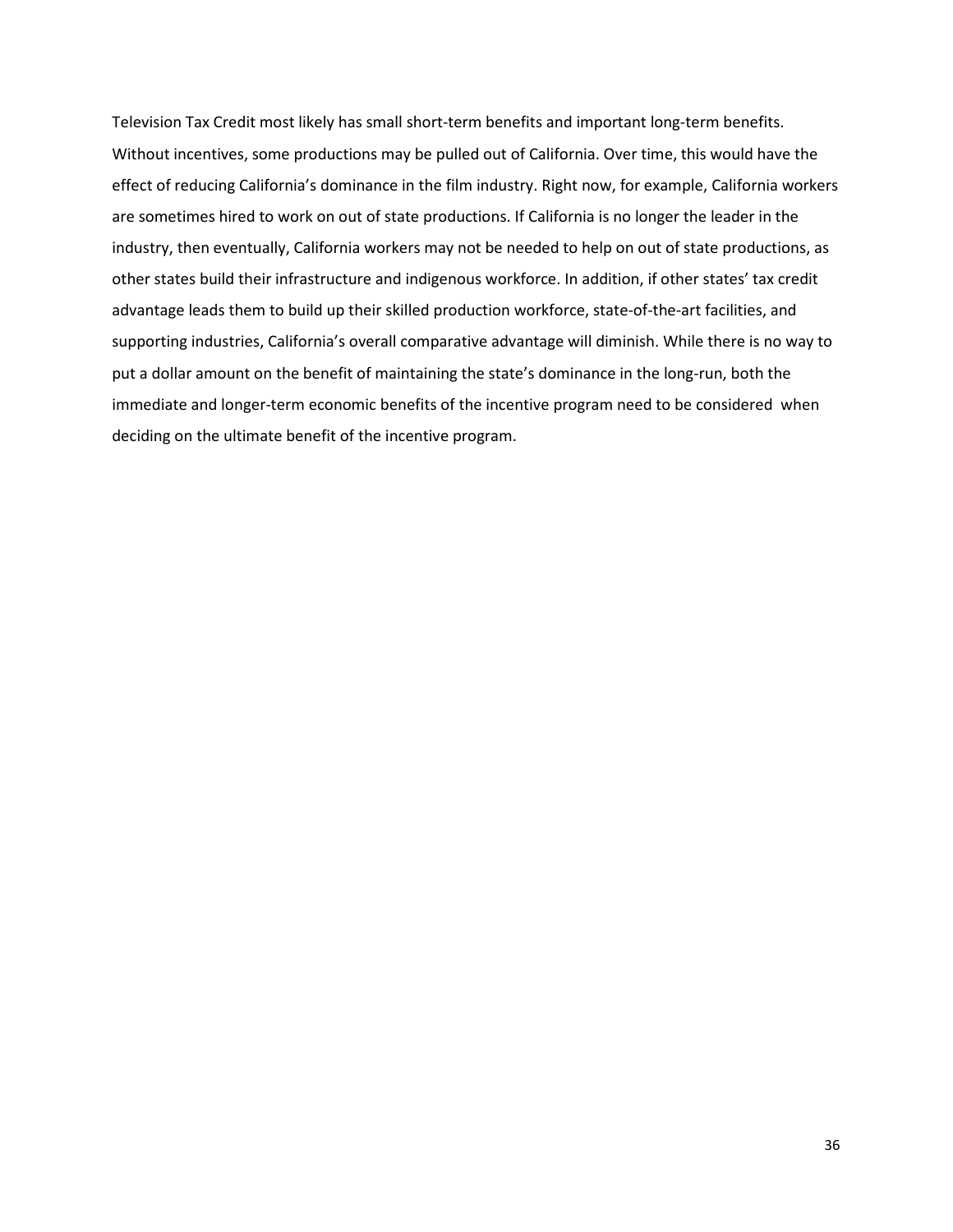Television Tax Credit most likely has small short-term benefits and important long-term benefits. Without incentives, some productions may be pulled out of California. Over time, this would have the effect of reducing California's dominance in the film industry. Right now, for example, California workers are sometimes hired to work on out of state productions. If California is no longer the leader in the industry, then eventually, California workers may not be needed to help on out of state productions, as other states build their infrastructure and indigenous workforce. In addition, if other states' tax credit advantage leads them to build up their skilled production workforce, state-of-the-art facilities, and supporting industries, California's overall comparative advantage will diminish. While there is no way to put a dollar amount on the benefit of maintaining the state's dominance in the long-run, both the immediate and longer-term economic benefits of the incentive program need to be considered when deciding on the ultimate benefit of the incentive program.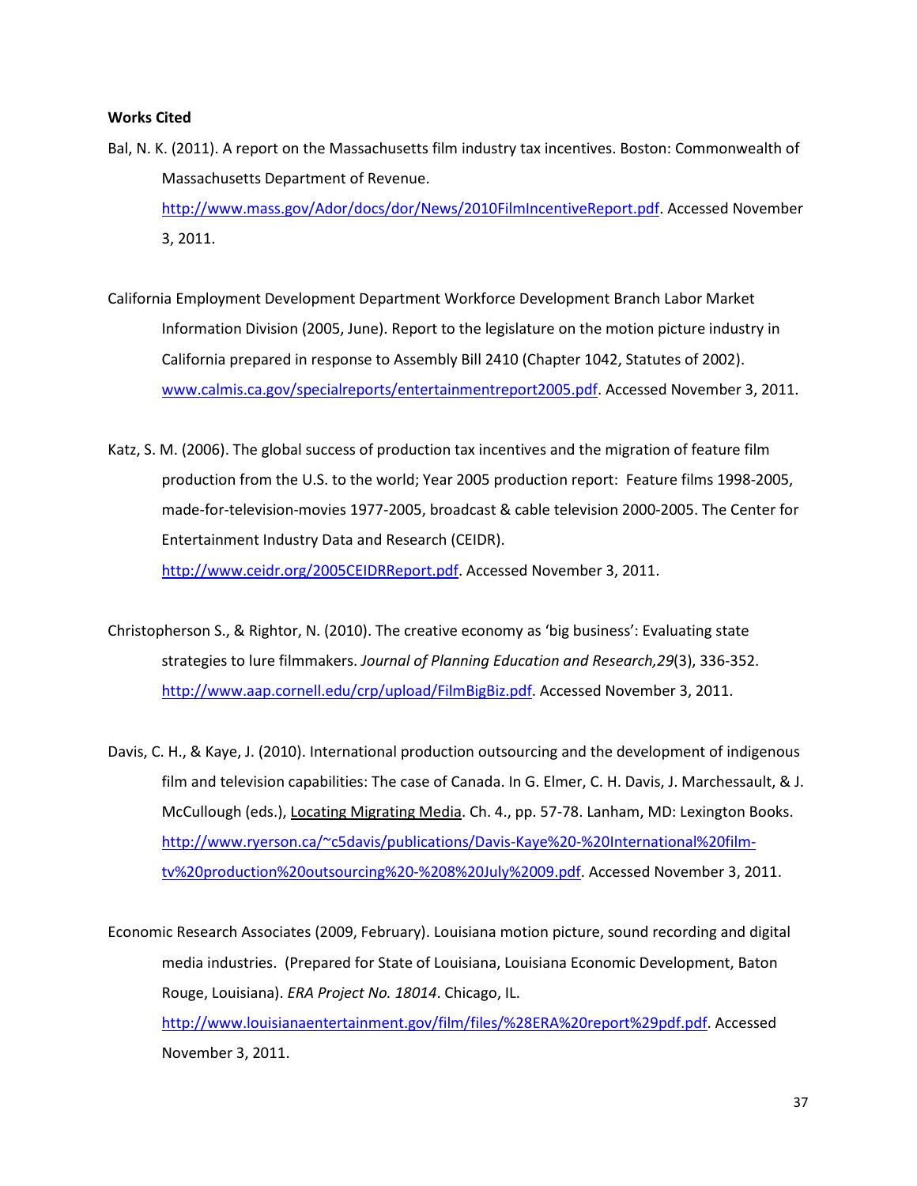**Works Cited**

Bal, N. K. (2011). A report on the Massachusetts film industry tax incentives. Boston: Commonwealth of Massachusetts Department of Revenue. http://www.mass.gov/Ador/docs/dor/News/2010FilmIncentiveReport.pdf. Accessed November 3, 2011.

California Employment Development Department Workforce Development Branch Labor Market Information Division (2005, June). Report to the legislature on the motion picture industry in California prepared in response to Assembly Bill 2410 (Chapter 1042, Statutes of 2002). www.calmis.ca.gov/specialreports/entertainmentreport2005.pdf. Accessed November 3, 2011.

Katz, S. M. (2006). The global success of production tax incentives and the migration of feature film production from the U.S. to the world; Year 2005 production report: Feature films 1998-2005, made-for-television-movies 1977-2005, broadcast & cable television 2000-2005. The Center for Entertainment Industry Data and Research (CEIDR). http://www.ceidr.org/2005CEIDRReport.pdf. Accessed November 3, 2011.

Christopherson S., & Rightor, N. (2010). The creative economy as 'big business': Evaluating state strategies to lure filmmakers. *Journal of Planning Education and Research,29*(3), 336-352. http://www.aap.cornell.edu/crp/upload/FilmBigBiz.pdf. Accessed November 3, 2011.

Davis, C. H., & Kaye, J. (2010). International production outsourcing and the development of indigenous film and television capabilities: The case of Canada. In G. Elmer, C. H. Davis, J. Marchessault, & J. McCullough (eds.), Locating Migrating Media. Ch. 4., pp. 57-78. Lanham, MD: Lexington Books. http://www.ryerson.ca/~c5davis/publications/Davis-Kaye%20-%20International%20film-tv%20production%20outsourcing%20-%208%20July%2009.pdf. Accessed November 3, 2011.

Economic Research Associates (2009, February). Louisiana motion picture, sound recording and digital media industries. (Prepared for State of Louisiana, Louisiana Economic Development, Baton Rouge, Louisiana). *ERA Project No. 18014*. Chicago, IL. http://www.louisianaentertainment.gov/film/files/%28ERA%20report%29pdf.pdf. Accessed November 3, 2011.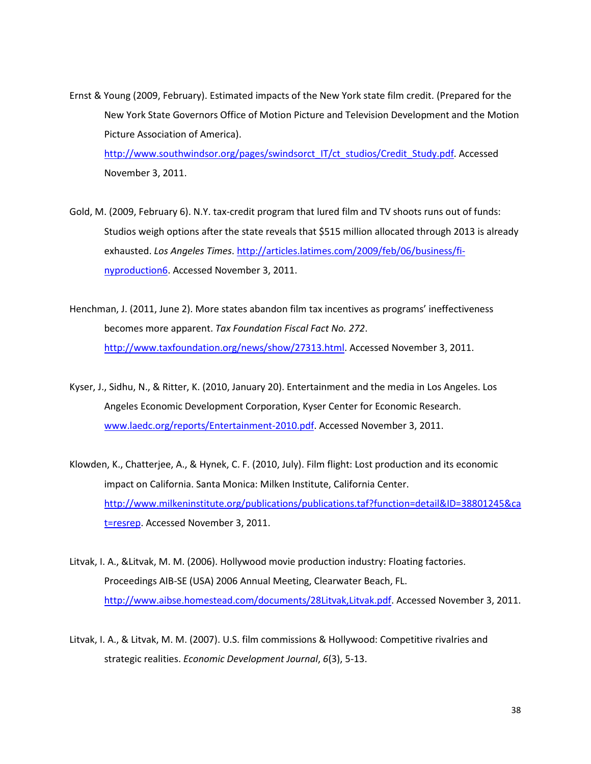Ernst & Young (2009, February). Estimated impacts of the New York state film credit. (Prepared for the New York State Governors Office of Motion Picture and Television Development and the Motion Picture Association of America). http://www.southwindsor.org/pages/swindsorct_IT/ct_studios/Credit_Study.pdf. Accessed November 3, 2011.

Gold, M. (2009, February 6). N.Y. tax-credit program that lured film and TV shoots runs out of funds: Studios weigh options after the state reveals that $515 million allocated through 2013 is already exhausted. *Los Angeles Times*. http://articles.latimes.com/2009/feb/06/business/fi-nyproduction6. Accessed November 3, 2011.

Henchman, J. (2011, June 2). More states abandon film tax incentives as programs' ineffectiveness becomes more apparent. *Tax Foundation Fiscal Fact No. 272*. http://www.taxfoundation.org/news/show/27313.html. Accessed November 3, 2011.

Kyser, J., Sidhu, N., & Ritter, K. (2010, January 20). Entertainment and the media in Los Angeles. Los Angeles Economic Development Corporation, Kyser Center for Economic Research. www.laedc.org/reports/Entertainment-2010.pdf. Accessed November 3, 2011.

Klowden, K., Chatterjee, A., & Hynek, C. F. (2010, July). Film flight: Lost production and its economic impact on California. Santa Monica: Milken Institute, California Center. http://www.milkeninstitute.org/publications/publications.taf?function=detail&ID=38801245&cat=resrep. Accessed November 3, 2011.

Litvak, I. A., &Litvak, M. M. (2006). Hollywood movie production industry: Floating factories. Proceedings AIB-SE (USA) 2006 Annual Meeting, Clearwater Beach, FL. http://www.aibse.homestead.com/documents/28Litvak,Litvak.pdf. Accessed November 3, 2011.

Litvak, I. A., & Litvak, M. M. (2007). U.S. film commissions & Hollywood: Competitive rivalries and strategic realities. *Economic Development Journal*, *6*(3), 5-13.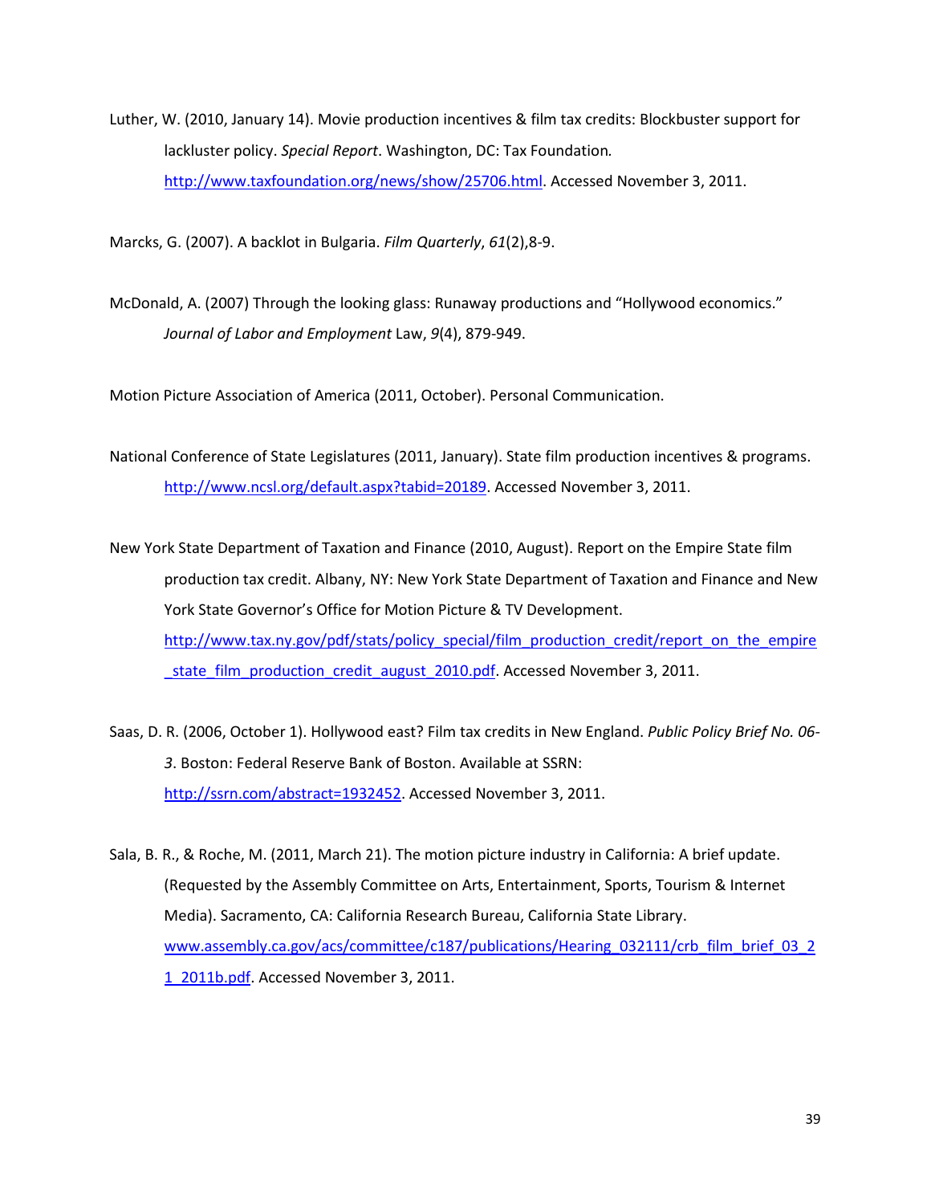Luther, W. (2010, January 14). Movie production incentives & film tax credits: Blockbuster support for lackluster policy. *Special Report*. Washington, DC: Tax Foundation. http://www.taxfoundation.org/news/show/25706.html. Accessed November 3, 2011.

Marcks, G. (2007). A backlot in Bulgaria. *Film Quarterly*, *61*(2),8-9.

McDonald, A. (2007) Through the looking glass: Runaway productions and "Hollywood economics." *Journal of Labor and Employment* Law, *9*(4), 879-949.

Motion Picture Association of America (2011, October). Personal Communication.

National Conference of State Legislatures (2011, January). State film production incentives & programs. http://www.ncsl.org/default.aspx?tabid=20189. Accessed November 3, 2011.

New York State Department of Taxation and Finance (2010, August). Report on the Empire State film production tax credit. Albany, NY: New York State Department of Taxation and Finance and New York State Governor's Office for Motion Picture & TV Development. http://www.tax.ny.gov/pdf/stats/policy_special/film_production_credit/report_on_the_empire_state_film_production_credit_august_2010.pdf. Accessed November 3, 2011.

Saas, D. R. (2006, October 1). Hollywood east? Film tax credits in New England. *Public Policy Brief No. 06-3*. Boston: Federal Reserve Bank of Boston. Available at SSRN: http://ssrn.com/abstract=1932452. Accessed November 3, 2011.

Sala, B. R., & Roche, M. (2011, March 21). The motion picture industry in California: A brief update. (Requested by the Assembly Committee on Arts, Entertainment, Sports, Tourism & Internet Media). Sacramento, CA: California Research Bureau, California State Library. www.assembly.ca.gov/acs/committee/c187/publications/Hearing_032111/crb_film_brief_03_21_2011b.pdf. Accessed November 3, 2011.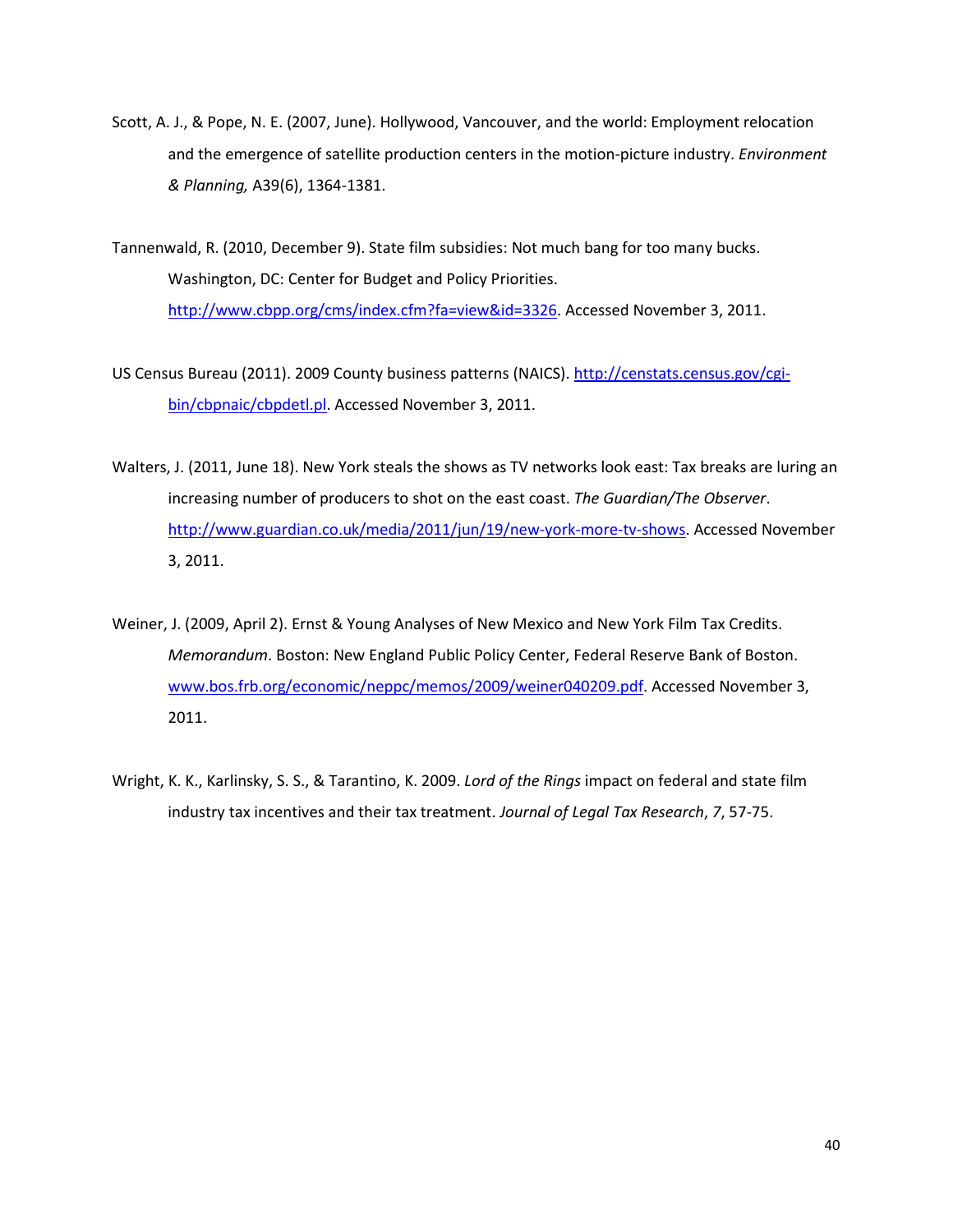Scott, A. J., & Pope, N. E. (2007, June). Hollywood, Vancouver, and the world: Employment relocation and the emergence of satellite production centers in the motion-picture industry. *Environment & Planning,* A39(6), 1364-1381.

Tannenwald, R. (2010, December 9). State film subsidies: Not much bang for too many bucks. Washington, DC: Center for Budget and Policy Priorities. http://www.cbpp.org/cms/index.cfm?fa=view&id=3326. Accessed November 3, 2011.

US Census Bureau (2011). 2009 County business patterns (NAICS). http://censtats.census.gov/cgi-bin/cbpnaic/cbpdetl.pl. Accessed November 3, 2011.

Walters, J. (2011, June 18). New York steals the shows as TV networks look east: Tax breaks are luring an increasing number of producers to shot on the east coast. *The Guardian/The Observer*. http://www.guardian.co.uk/media/2011/jun/19/new-york-more-tv-shows. Accessed November 3, 2011.

Weiner, J. (2009, April 2). Ernst & Young Analyses of New Mexico and New York Film Tax Credits. *Memorandum*. Boston: New England Public Policy Center, Federal Reserve Bank of Boston. www.bos.frb.org/economic/neppc/memos/2009/weiner040209.pdf. Accessed November 3, 2011.

Wright, K. K., Karlinsky, S. S., & Tarantino, K. 2009. *Lord of the Rings* impact on federal and state film industry tax incentives and their tax treatment. *Journal of Legal Tax Research*, *7*, 57-75.